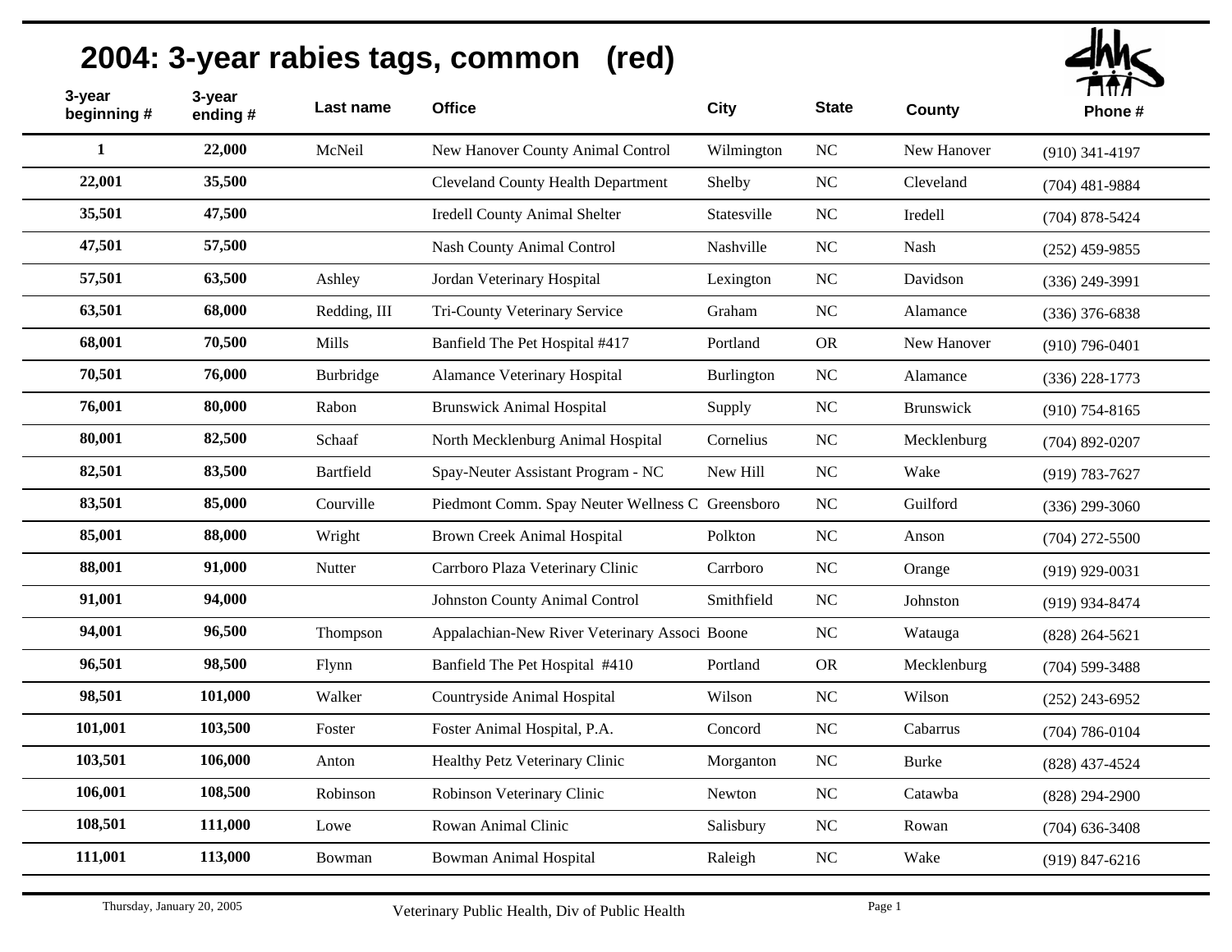# 2004: 3-year rabies tags, common (red)

| 3-year beginning # | 3-year ending # | Last name | Office | City | State | County | Phone # |
|---|---|---|---|---|---|---|---|
| 1 | 22,000 | McNeil | New Hanover County Animal Control | Wilmington | NC | New Hanover | (910) 341-4197 |
| 22,001 | 35,500 | | Cleveland County Health Department | Shelby | NC | Cleveland | (704) 481-9884 |
| 35,501 | 47,500 | | Iredell County Animal Shelter | Statesville | NC | Iredell | (704) 878-5424 |
| 47,501 | 57,500 | | Nash County Animal Control | Nashville | NC | Nash | (252) 459-9855 |
| 57,501 | 63,500 | Ashley | Jordan Veterinary Hospital | Lexington | NC | Davidson | (336) 249-3991 |
| 63,501 | 68,000 | Redding, III | Tri-County Veterinary Service | Graham | NC | Alamance | (336) 376-6838 |
| 68,001 | 70,500 | Mills | Banfield The Pet Hospital #417 | Portland | OR | New Hanover | (910) 796-0401 |
| 70,501 | 76,000 | Burbridge | Alamance Veterinary Hospital | Burlington | NC | Alamance | (336) 228-1773 |
| 76,001 | 80,000 | Rabon | Brunswick Animal Hospital | Supply | NC | Brunswick | (910) 754-8165 |
| 80,001 | 82,500 | Schaaf | North Mecklenburg Animal Hospital | Cornelius | NC | Mecklenburg | (704) 892-0207 |
| 82,501 | 83,500 | Bartfield | Spay-Neuter Assistant Program - NC | New Hill | NC | Wake | (919) 783-7627 |
| 83,501 | 85,000 | Courville | Piedmont Comm. Spay Neuter Wellness C | Greensboro | NC | Guilford | (336) 299-3060 |
| 85,001 | 88,000 | Wright | Brown Creek Animal Hospital | Polkton | NC | Anson | (704) 272-5500 |
| 88,001 | 91,000 | Nutter | Carrboro Plaza Veterinary Clinic | Carrboro | NC | Orange | (919) 929-0031 |
| 91,001 | 94,000 | | Johnston County Animal Control | Smithfield | NC | Johnston | (919) 934-8474 |
| 94,001 | 96,500 | Thompson | Appalachian-New River Veterinary Associ | Boone | NC | Watauga | (828) 264-5621 |
| 96,501 | 98,500 | Flynn | Banfield The Pet Hospital #410 | Portland | OR | Mecklenburg | (704) 599-3488 |
| 98,501 | 101,000 | Walker | Countryside Animal Hospital | Wilson | NC | Wilson | (252) 243-6952 |
| 101,001 | 103,500 | Foster | Foster Animal Hospital, P.A. | Concord | NC | Cabarrus | (704) 786-0104 |
| 103,501 | 106,000 | Anton | Healthy Petz Veterinary Clinic | Morganton | NC | Burke | (828) 437-4524 |
| 106,001 | 108,500 | Robinson | Robinson Veterinary Clinic | Newton | NC | Catawba | (828) 294-2900 |
| 108,501 | 111,000 | Lowe | Rowan Animal Clinic | Salisbury | NC | Rowan | (704) 636-3408 |
| 111,001 | 113,000 | Bowman | Bowman Animal Hospital | Raleigh | NC | Wake | (919) 847-6216 |

Thursday, January 20, 2005 — Veterinary Public Health, Div of Public Health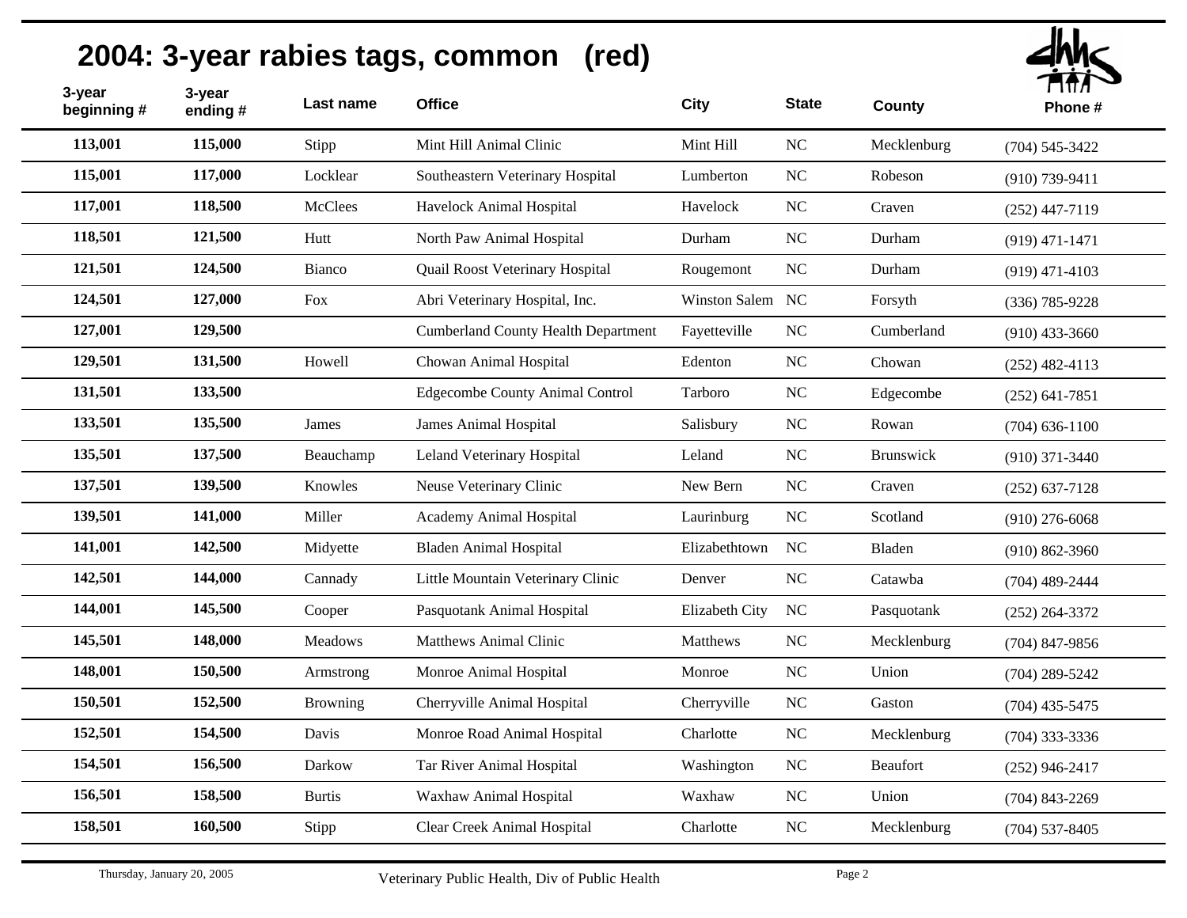# 2004: 3-year rabies tags, common (red)

| 3-year beginning # | 3-year ending # | Last name | Office | City | State | County | Phone # |
|---|---|---|---|---|---|---|---|
| 113,001 | 115,000 | Stipp | Mint Hill Animal Clinic | Mint Hill | NC | Mecklenburg | (704) 545-3422 |
| 115,001 | 117,000 | Locklear | Southeastern Veterinary Hospital | Lumberton | NC | Robeson | (910) 739-9411 |
| 117,001 | 118,500 | McClees | Havelock Animal Hospital | Havelock | NC | Craven | (252) 447-7119 |
| 118,501 | 121,500 | Hutt | North Paw Animal Hospital | Durham | NC | Durham | (919) 471-1471 |
| 121,501 | 124,500 | Bianco | Quail Roost Veterinary Hospital | Rougemont | NC | Durham | (919) 471-4103 |
| 124,501 | 127,000 | Fox | Abri Veterinary Hospital, Inc. | Winston Salem | NC | Forsyth | (336) 785-9228 |
| 127,001 | 129,500 | | Cumberland County Health Department | Fayetteville | NC | Cumberland | (910) 433-3660 |
| 129,501 | 131,500 | Howell | Chowan Animal Hospital | Edenton | NC | Chowan | (252) 482-4113 |
| 131,501 | 133,500 | | Edgecombe County Animal Control | Tarboro | NC | Edgecombe | (252) 641-7851 |
| 133,501 | 135,500 | James | James Animal Hospital | Salisbury | NC | Rowan | (704) 636-1100 |
| 135,501 | 137,500 | Beauchamp | Leland Veterinary Hospital | Leland | NC | Brunswick | (910) 371-3440 |
| 137,501 | 139,500 | Knowles | Neuse Veterinary Clinic | New Bern | NC | Craven | (252) 637-7128 |
| 139,501 | 141,000 | Miller | Academy Animal Hospital | Laurinburg | NC | Scotland | (910) 276-6068 |
| 141,001 | 142,500 | Midyette | Bladen Animal Hospital | Elizabethtown | NC | Bladen | (910) 862-3960 |
| 142,501 | 144,000 | Cannady | Little Mountain Veterinary Clinic | Denver | NC | Catawba | (704) 489-2444 |
| 144,001 | 145,500 | Cooper | Pasquotank Animal Hospital | Elizabeth City | NC | Pasquotank | (252) 264-3372 |
| 145,501 | 148,000 | Meadows | Matthews Animal Clinic | Matthews | NC | Mecklenburg | (704) 847-9856 |
| 148,001 | 150,500 | Armstrong | Monroe Animal Hospital | Monroe | NC | Union | (704) 289-5242 |
| 150,501 | 152,500 | Browning | Cherryville Animal Hospital | Cherryville | NC | Gaston | (704) 435-5475 |
| 152,501 | 154,500 | Davis | Monroe Road Animal Hospital | Charlotte | NC | Mecklenburg | (704) 333-3336 |
| 154,501 | 156,500 | Darkow | Tar River Animal Hospital | Washington | NC | Beaufort | (252) 946-2417 |
| 156,501 | 158,500 | Burtis | Waxhaw Animal Hospital | Waxhaw | NC | Union | (704) 843-2269 |
| 158,501 | 160,500 | Stipp | Clear Creek Animal Hospital | Charlotte | NC | Mecklenburg | (704) 537-8405 |

Thursday, January 20, 2005 — Veterinary Public Health, Div of Public Health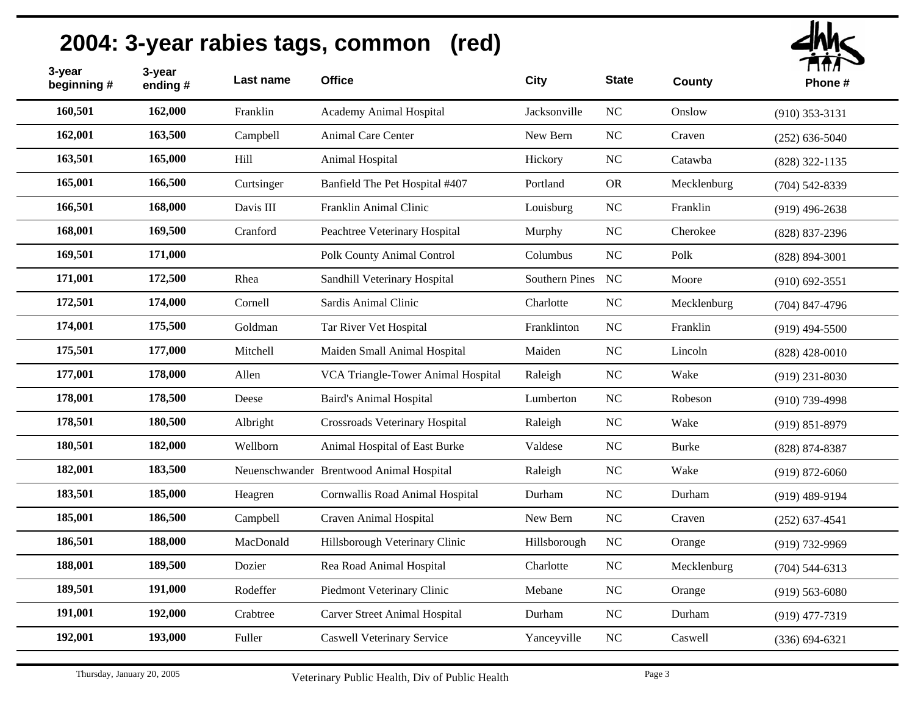## 2004: 3-year rabies tags, common (red)

| 3-year beginning # | 3-year ending # | Last name | Office | City | State | County | Phone # |
|---|---|---|---|---|---|---|---|
| 160,501 | 162,000 | Franklin | Academy Animal Hospital | Jacksonville | NC | Onslow | (910) 353-3131 |
| 162,001 | 163,500 | Campbell | Animal Care Center | New Bern | NC | Craven | (252) 636-5040 |
| 163,501 | 165,000 | Hill | Animal Hospital | Hickory | NC | Catawba | (828) 322-1135 |
| 165,001 | 166,500 | Curtsinger | Banfield The Pet Hospital #407 | Portland | OR | Mecklenburg | (704) 542-8339 |
| 166,501 | 168,000 | Davis III | Franklin Animal Clinic | Louisburg | NC | Franklin | (919) 496-2638 |
| 168,001 | 169,500 | Cranford | Peachtree Veterinary Hospital | Murphy | NC | Cherokee | (828) 837-2396 |
| 169,501 | 171,000 | | Polk County Animal Control | Columbus | NC | Polk | (828) 894-3001 |
| 171,001 | 172,500 | Rhea | Sandhill Veterinary Hospital | Southern Pines | NC | Moore | (910) 692-3551 |
| 172,501 | 174,000 | Cornell | Sardis Animal Clinic | Charlotte | NC | Mecklenburg | (704) 847-4796 |
| 174,001 | 175,500 | Goldman | Tar River Vet Hospital | Franklinton | NC | Franklin | (919) 494-5500 |
| 175,501 | 177,000 | Mitchell | Maiden Small Animal Hospital | Maiden | NC | Lincoln | (828) 428-0010 |
| 177,001 | 178,000 | Allen | VCA Triangle-Tower Animal Hospital | Raleigh | NC | Wake | (919) 231-8030 |
| 178,001 | 178,500 | Deese | Baird's Animal Hospital | Lumberton | NC | Robeson | (910) 739-4998 |
| 178,501 | 180,500 | Albright | Crossroads Veterinary Hospital | Raleigh | NC | Wake | (919) 851-8979 |
| 180,501 | 182,000 | Wellborn | Animal Hospital of East Burke | Valdese | NC | Burke | (828) 874-8387 |
| 182,001 | 183,500 | Neuenschwander | Brentwood Animal Hospital | Raleigh | NC | Wake | (919) 872-6060 |
| 183,501 | 185,000 | Heagren | Cornwallis Road Animal Hospital | Durham | NC | Durham | (919) 489-9194 |
| 185,001 | 186,500 | Campbell | Craven Animal Hospital | New Bern | NC | Craven | (252) 637-4541 |
| 186,501 | 188,000 | MacDonald | Hillsborough Veterinary Clinic | Hillsborough | NC | Orange | (919) 732-9969 |
| 188,001 | 189,500 | Dozier | Rea Road Animal Hospital | Charlotte | NC | Mecklenburg | (704) 544-6313 |
| 189,501 | 191,000 | Rodeffer | Piedmont Veterinary Clinic | Mebane | NC | Orange | (919) 563-6080 |
| 191,001 | 192,000 | Crabtree | Carver Street Animal Hospital | Durham | NC | Durham | (919) 477-7319 |
| 192,001 | 193,000 | Fuller | Caswell Veterinary Service | Yanceyville | NC | Caswell | (336) 694-6321 |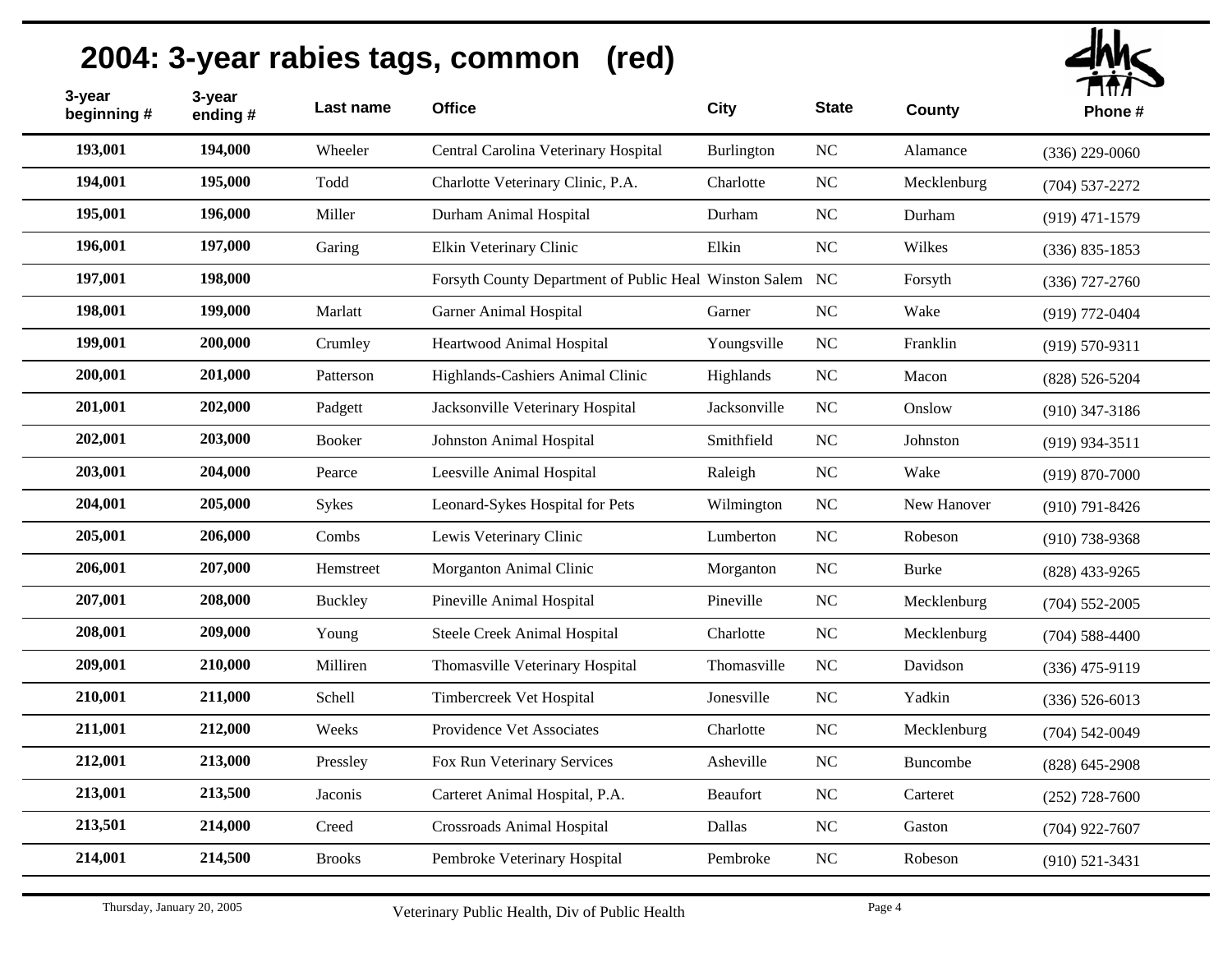## 2004: 3-year rabies tags, common (red)

| 3-year beginning # | 3-year ending # | Last name | Office | City | State | County | Phone # |
|---|---|---|---|---|---|---|---|
| 193,001 | 194,000 | Wheeler | Central Carolina Veterinary Hospital | Burlington | NC | Alamance | (336) 229-0060 |
| 194,001 | 195,000 | Todd | Charlotte Veterinary Clinic, P.A. | Charlotte | NC | Mecklenburg | (704) 537-2272 |
| 195,001 | 196,000 | Miller | Durham Animal Hospital | Durham | NC | Durham | (919) 471-1579 |
| 196,001 | 197,000 | Garing | Elkin Veterinary Clinic | Elkin | NC | Wilkes | (336) 835-1853 |
| 197,001 | 198,000 | | Forsyth County Department of Public Heal | Winston Salem | NC | Forsyth | (336) 727-2760 |
| 198,001 | 199,000 | Marlatt | Garner Animal Hospital | Garner | NC | Wake | (919) 772-0404 |
| 199,001 | 200,000 | Crumley | Heartwood Animal Hospital | Youngsville | NC | Franklin | (919) 570-9311 |
| 200,001 | 201,000 | Patterson | Highlands-Cashiers Animal Clinic | Highlands | NC | Macon | (828) 526-5204 |
| 201,001 | 202,000 | Padgett | Jacksonville Veterinary Hospital | Jacksonville | NC | Onslow | (910) 347-3186 |
| 202,001 | 203,000 | Booker | Johnston Animal Hospital | Smithfield | NC | Johnston | (919) 934-3511 |
| 203,001 | 204,000 | Pearce | Leesville Animal Hospital | Raleigh | NC | Wake | (919) 870-7000 |
| 204,001 | 205,000 | Sykes | Leonard-Sykes Hospital for Pets | Wilmington | NC | New Hanover | (910) 791-8426 |
| 205,001 | 206,000 | Combs | Lewis Veterinary Clinic | Lumberton | NC | Robeson | (910) 738-9368 |
| 206,001 | 207,000 | Hemstreet | Morganton Animal Clinic | Morganton | NC | Burke | (828) 433-9265 |
| 207,001 | 208,000 | Buckley | Pineville Animal Hospital | Pineville | NC | Mecklenburg | (704) 552-2005 |
| 208,001 | 209,000 | Young | Steele Creek Animal Hospital | Charlotte | NC | Mecklenburg | (704) 588-4400 |
| 209,001 | 210,000 | Milliren | Thomasville Veterinary Hospital | Thomasville | NC | Davidson | (336) 475-9119 |
| 210,001 | 211,000 | Schell | Timbercreek Vet Hospital | Jonesville | NC | Yadkin | (336) 526-6013 |
| 211,001 | 212,000 | Weeks | Providence Vet Associates | Charlotte | NC | Mecklenburg | (704) 542-0049 |
| 212,001 | 213,000 | Pressley | Fox Run Veterinary Services | Asheville | NC | Buncombe | (828) 645-2908 |
| 213,001 | 213,500 | Jaconis | Carteret Animal Hospital, P.A. | Beaufort | NC | Carteret | (252) 728-7600 |
| 213,501 | 214,000 | Creed | Crossroads Animal Hospital | Dallas | NC | Gaston | (704) 922-7607 |
| 214,001 | 214,500 | Brooks | Pembroke Veterinary Hospital | Pembroke | NC | Robeson | (910) 521-3431 |

Thursday, January 20, 2005 — Veterinary Public Health, Div of Public Health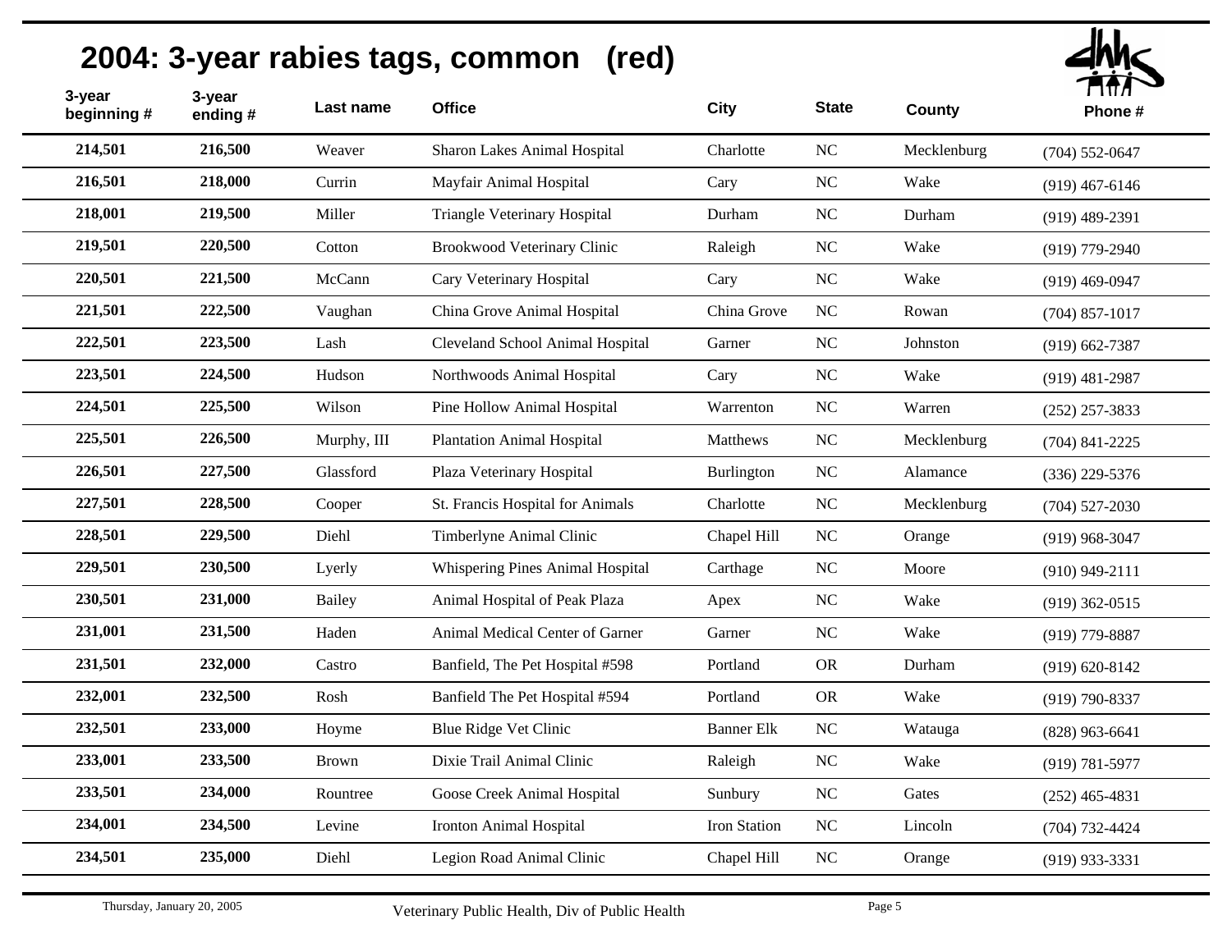# 2004: 3-year rabies tags, common (red)

| 3-year beginning # | 3-year ending # | Last name | Office | City | State | County | Phone # |
|---|---|---|---|---|---|---|---|
| 214,501 | 216,500 | Weaver | Sharon Lakes Animal Hospital | Charlotte | NC | Mecklenburg | (704) 552-0647 |
| 216,501 | 218,000 | Currin | Mayfair Animal Hospital | Cary | NC | Wake | (919) 467-6146 |
| 218,001 | 219,500 | Miller | Triangle Veterinary Hospital | Durham | NC | Durham | (919) 489-2391 |
| 219,501 | 220,500 | Cotton | Brookwood Veterinary Clinic | Raleigh | NC | Wake | (919) 779-2940 |
| 220,501 | 221,500 | McCann | Cary Veterinary Hospital | Cary | NC | Wake | (919) 469-0947 |
| 221,501 | 222,500 | Vaughan | China Grove Animal Hospital | China Grove | NC | Rowan | (704) 857-1017 |
| 222,501 | 223,500 | Lash | Cleveland School Animal Hospital | Garner | NC | Johnston | (919) 662-7387 |
| 223,501 | 224,500 | Hudson | Northwoods Animal Hospital | Cary | NC | Wake | (919) 481-2987 |
| 224,501 | 225,500 | Wilson | Pine Hollow Animal Hospital | Warrenton | NC | Warren | (252) 257-3833 |
| 225,501 | 226,500 | Murphy, III | Plantation Animal Hospital | Matthews | NC | Mecklenburg | (704) 841-2225 |
| 226,501 | 227,500 | Glassford | Plaza Veterinary Hospital | Burlington | NC | Alamance | (336) 229-5376 |
| 227,501 | 228,500 | Cooper | St. Francis Hospital for Animals | Charlotte | NC | Mecklenburg | (704) 527-2030 |
| 228,501 | 229,500 | Diehl | Timberlyne Animal Clinic | Chapel Hill | NC | Orange | (919) 968-3047 |
| 229,501 | 230,500 | Lyerly | Whispering Pines Animal Hospital | Carthage | NC | Moore | (910) 949-2111 |
| 230,501 | 231,000 | Bailey | Animal Hospital of Peak Plaza | Apex | NC | Wake | (919) 362-0515 |
| 231,001 | 231,500 | Haden | Animal Medical Center of Garner | Garner | NC | Wake | (919) 779-8887 |
| 231,501 | 232,000 | Castro | Banfield, The Pet Hospital #598 | Portland | OR | Durham | (919) 620-8142 |
| 232,001 | 232,500 | Rosh | Banfield The Pet Hospital #594 | Portland | OR | Wake | (919) 790-8337 |
| 232,501 | 233,000 | Hoyme | Blue Ridge Vet Clinic | Banner Elk | NC | Watauga | (828) 963-6641 |
| 233,001 | 233,500 | Brown | Dixie Trail Animal Clinic | Raleigh | NC | Wake | (919) 781-5977 |
| 233,501 | 234,000 | Rountree | Goose Creek Animal Hospital | Sunbury | NC | Gates | (252) 465-4831 |
| 234,001 | 234,500 | Levine | Ironton Animal Hospital | Iron Station | NC | Lincoln | (704) 732-4424 |
| 234,501 | 235,000 | Diehl | Legion Road Animal Clinic | Chapel Hill | NC | Orange | (919) 933-3331 |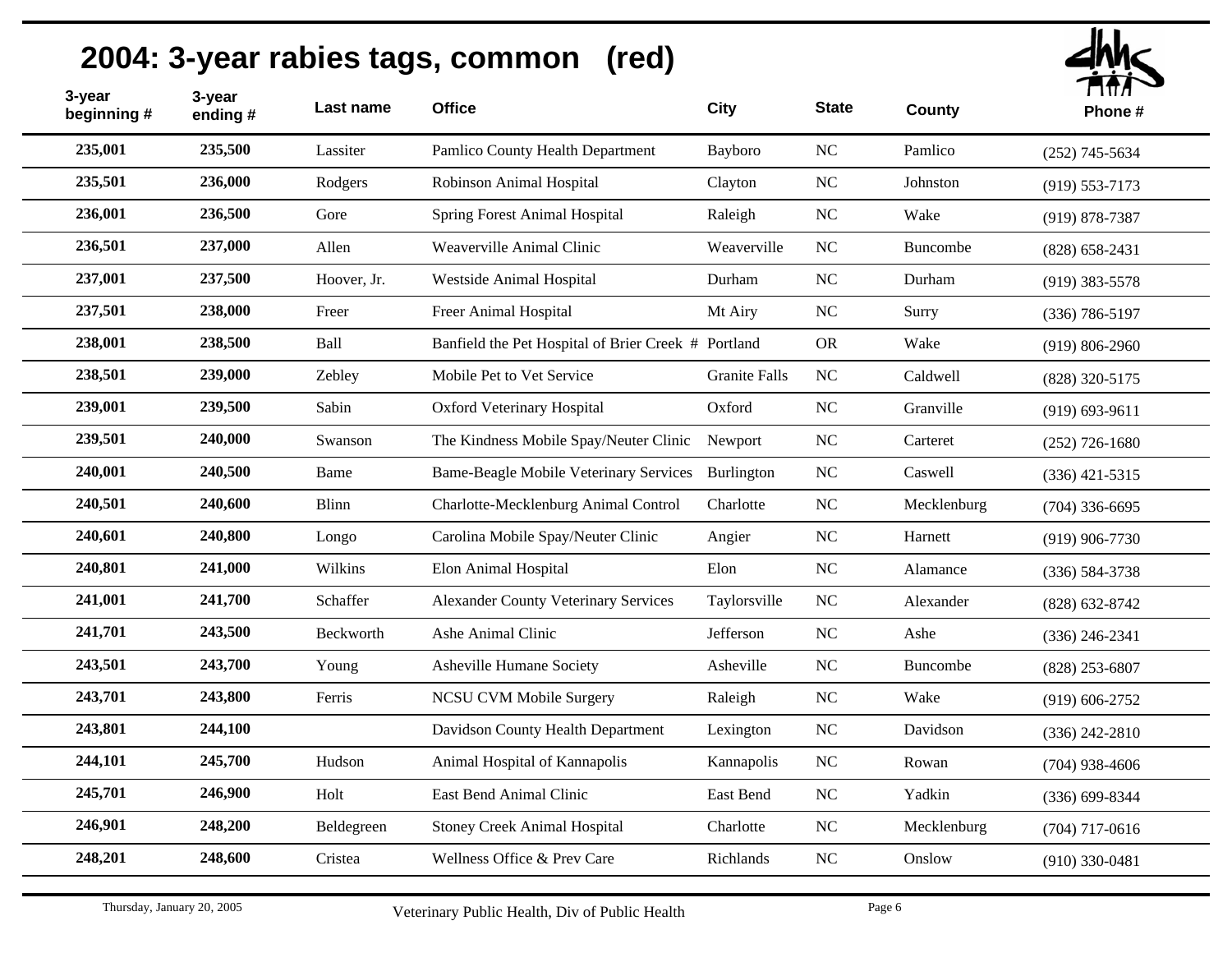## 2004: 3-year rabies tags, common (red)

| 3-year beginning # | 3-year ending # | Last name | Office | City | State | County | Phone # |
|---|---|---|---|---|---|---|---|
| 235,001 | 235,500 | Lassiter | Pamlico County Health Department | Bayboro | NC | Pamlico | (252) 745-5634 |
| 235,501 | 236,000 | Rodgers | Robinson Animal Hospital | Clayton | NC | Johnston | (919) 553-7173 |
| 236,001 | 236,500 | Gore | Spring Forest Animal Hospital | Raleigh | NC | Wake | (919) 878-7387 |
| 236,501 | 237,000 | Allen | Weaverville Animal Clinic | Weaverville | NC | Buncombe | (828) 658-2431 |
| 237,001 | 237,500 | Hoover, Jr. | Westside Animal Hospital | Durham | NC | Durham | (919) 383-5578 |
| 237,501 | 238,000 | Freer | Freer Animal Hospital | Mt Airy | NC | Surry | (336) 786-5197 |
| 238,001 | 238,500 | Ball | Banfield the Pet Hospital of Brier Creek # | Portland | OR | Wake | (919) 806-2960 |
| 238,501 | 239,000 | Zebley | Mobile Pet to Vet Service | Granite Falls | NC | Caldwell | (828) 320-5175 |
| 239,001 | 239,500 | Sabin | Oxford Veterinary Hospital | Oxford | NC | Granville | (919) 693-9611 |
| 239,501 | 240,000 | Swanson | The Kindness Mobile Spay/Neuter Clinic | Newport | NC | Carteret | (252) 726-1680 |
| 240,001 | 240,500 | Bame | Bame-Beagle Mobile Veterinary Services | Burlington | NC | Caswell | (336) 421-5315 |
| 240,501 | 240,600 | Blinn | Charlotte-Mecklenburg Animal Control | Charlotte | NC | Mecklenburg | (704) 336-6695 |
| 240,601 | 240,800 | Longo | Carolina Mobile Spay/Neuter Clinic | Angier | NC | Harnett | (919) 906-7730 |
| 240,801 | 241,000 | Wilkins | Elon Animal Hospital | Elon | NC | Alamance | (336) 584-3738 |
| 241,001 | 241,700 | Schaffer | Alexander County Veterinary Services | Taylorsville | NC | Alexander | (828) 632-8742 |
| 241,701 | 243,500 | Beckworth | Ashe Animal Clinic | Jefferson | NC | Ashe | (336) 246-2341 |
| 243,501 | 243,700 | Young | Asheville Humane Society | Asheville | NC | Buncombe | (828) 253-6807 |
| 243,701 | 243,800 | Ferris | NCSU CVM Mobile Surgery | Raleigh | NC | Wake | (919) 606-2752 |
| 243,801 | 244,100 | | Davidson County Health Department | Lexington | NC | Davidson | (336) 242-2810 |
| 244,101 | 245,700 | Hudson | Animal Hospital of Kannapolis | Kannapolis | NC | Rowan | (704) 938-4606 |
| 245,701 | 246,900 | Holt | East Bend Animal Clinic | East Bend | NC | Yadkin | (336) 699-8344 |
| 246,901 | 248,200 | Beldegreen | Stoney Creek Animal Hospital | Charlotte | NC | Mecklenburg | (704) 717-0616 |
| 248,201 | 248,600 | Cristea | Wellness Office & Prev Care | Richlands | NC | Onslow | (910) 330-0481 |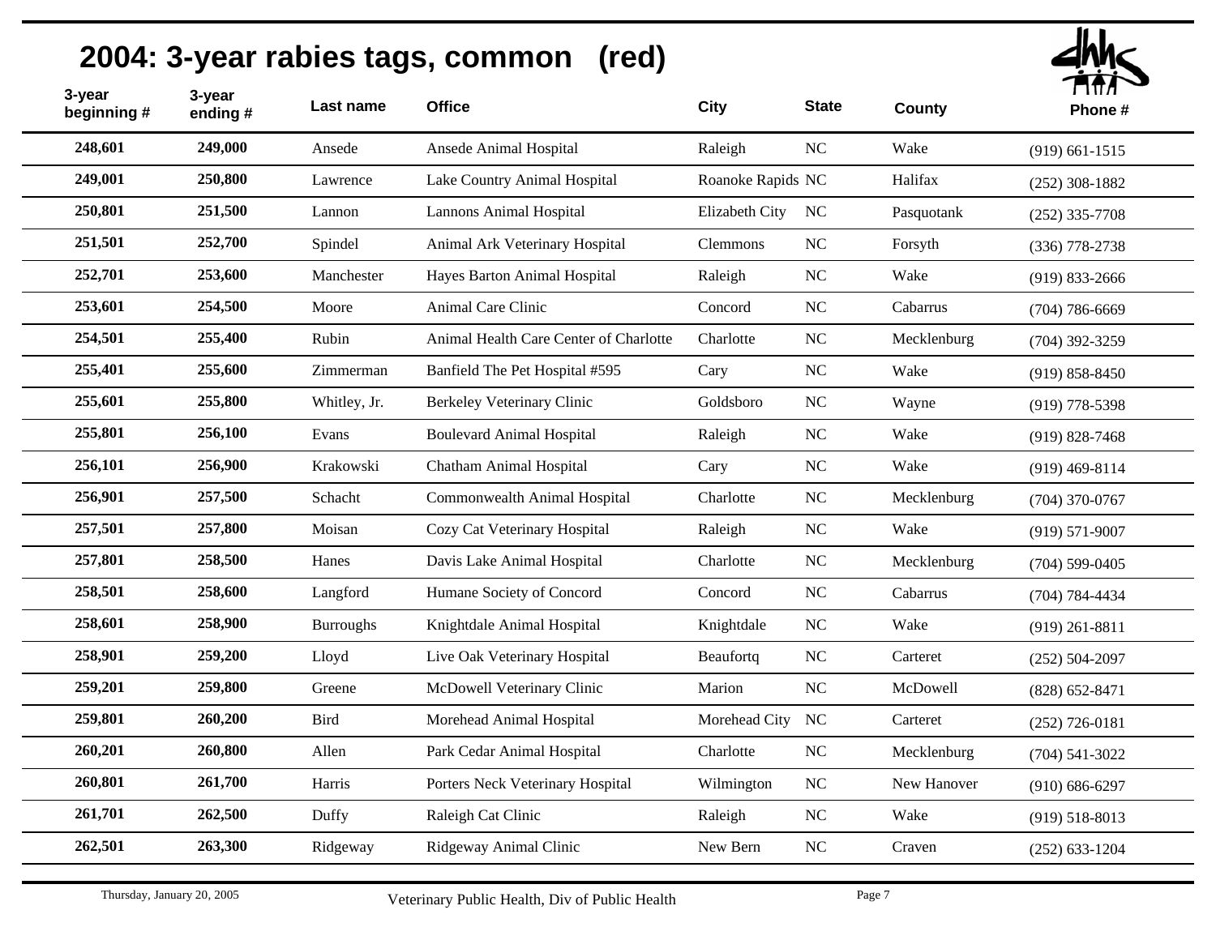## 2004: 3-year rabies tags, common (red)

| 3-year beginning # | 3-year ending # | Last name | Office | City | State | County | Phone # |
|---|---|---|---|---|---|---|---|
| 248,601 | 249,000 | Ansede | Ansede Animal Hospital | Raleigh | NC | Wake | (919) 661-1515 |
| 249,001 | 250,800 | Lawrence | Lake Country Animal Hospital | Roanoke Rapids | NC | Halifax | (252) 308-1882 |
| 250,801 | 251,500 | Lannon | Lannons Animal Hospital | Elizabeth City | NC | Pasquotank | (252) 335-7708 |
| 251,501 | 252,700 | Spindel | Animal Ark Veterinary Hospital | Clemmons | NC | Forsyth | (336) 778-2738 |
| 252,701 | 253,600 | Manchester | Hayes Barton Animal Hospital | Raleigh | NC | Wake | (919) 833-2666 |
| 253,601 | 254,500 | Moore | Animal Care Clinic | Concord | NC | Cabarrus | (704) 786-6669 |
| 254,501 | 255,400 | Rubin | Animal Health Care Center of Charlotte | Charlotte | NC | Mecklenburg | (704) 392-3259 |
| 255,401 | 255,600 | Zimmerman | Banfield The Pet Hospital #595 | Cary | NC | Wake | (919) 858-8450 |
| 255,601 | 255,800 | Whitley, Jr. | Berkeley Veterinary Clinic | Goldsboro | NC | Wayne | (919) 778-5398 |
| 255,801 | 256,100 | Evans | Boulevard Animal Hospital | Raleigh | NC | Wake | (919) 828-7468 |
| 256,101 | 256,900 | Krakowski | Chatham Animal Hospital | Cary | NC | Wake | (919) 469-8114 |
| 256,901 | 257,500 | Schacht | Commonwealth Animal Hospital | Charlotte | NC | Mecklenburg | (704) 370-0767 |
| 257,501 | 257,800 | Moisan | Cozy Cat Veterinary Hospital | Raleigh | NC | Wake | (919) 571-9007 |
| 257,801 | 258,500 | Hanes | Davis Lake Animal Hospital | Charlotte | NC | Mecklenburg | (704) 599-0405 |
| 258,501 | 258,600 | Langford | Humane Society of Concord | Concord | NC | Cabarrus | (704) 784-4434 |
| 258,601 | 258,900 | Burroughs | Knightdale Animal Hospital | Knightdale | NC | Wake | (919) 261-8811 |
| 258,901 | 259,200 | Lloyd | Live Oak Veterinary Hospital | Beaufortq | NC | Carteret | (252) 504-2097 |
| 259,201 | 259,800 | Greene | McDowell Veterinary Clinic | Marion | NC | McDowell | (828) 652-8471 |
| 259,801 | 260,200 | Bird | Morehead Animal Hospital | Morehead City | NC | Carteret | (252) 726-0181 |
| 260,201 | 260,800 | Allen | Park Cedar Animal Hospital | Charlotte | NC | Mecklenburg | (704) 541-3022 |
| 260,801 | 261,700 | Harris | Porters Neck Veterinary Hospital | Wilmington | NC | New Hanover | (910) 686-6297 |
| 261,701 | 262,500 | Duffy | Raleigh Cat Clinic | Raleigh | NC | Wake | (919) 518-8013 |
| 262,501 | 263,300 | Ridgeway | Ridgeway Animal Clinic | New Bern | NC | Craven | (252) 633-1204 |

Thursday, January 20, 2005 — Veterinary Public Health, Div of Public Health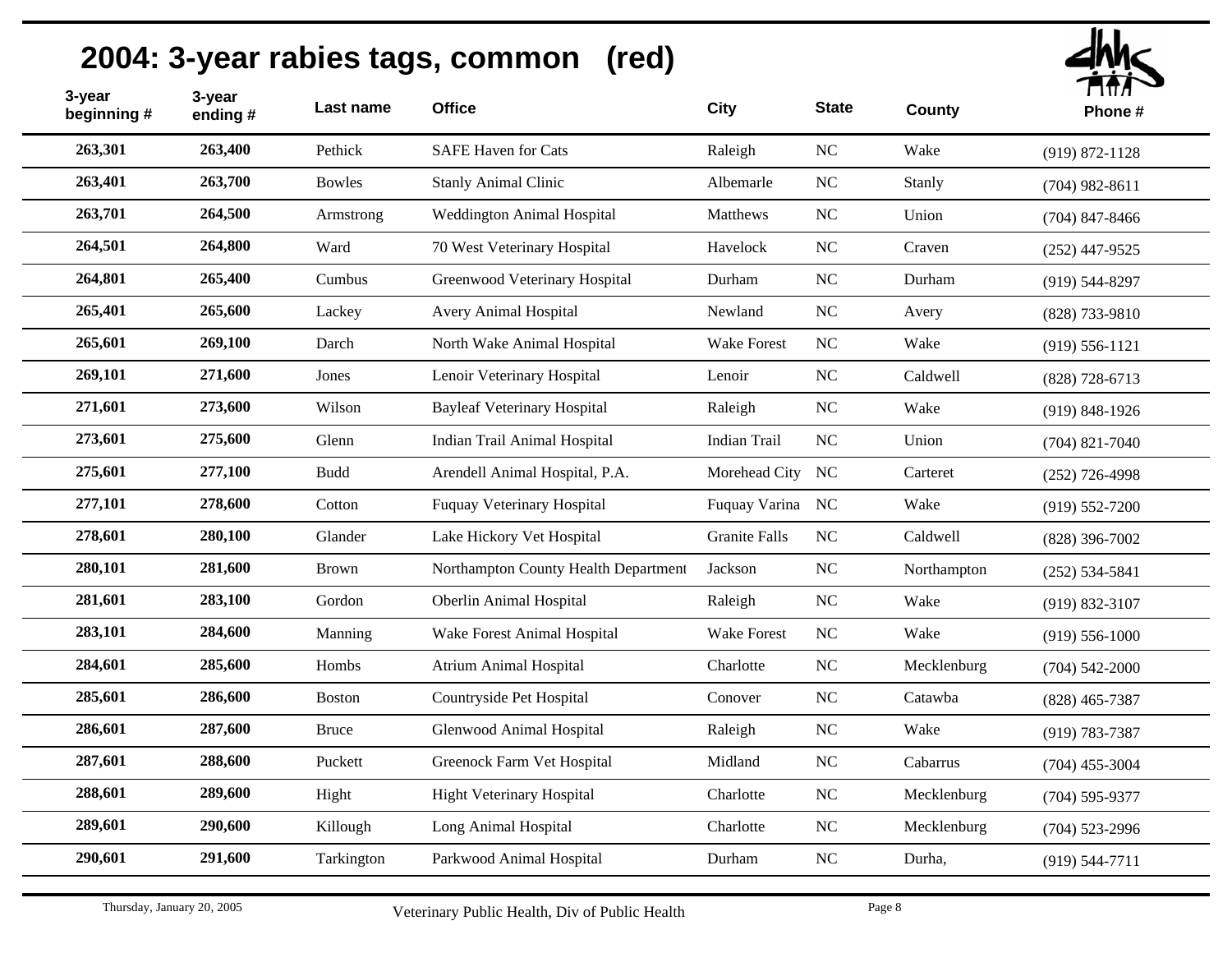# 2004: 3-year rabies tags, common (red)

| 3-year beginning # | 3-year ending # | Last name | Office | City | State | County | Phone # |
|---|---|---|---|---|---|---|---|
| 263,301 | 263,400 | Pethick | SAFE Haven for Cats | Raleigh | NC | Wake | (919) 872-1128 |
| 263,401 | 263,700 | Bowles | Stanly Animal Clinic | Albemarle | NC | Stanly | (704) 982-8611 |
| 263,701 | 264,500 | Armstrong | Weddington Animal Hospital | Matthews | NC | Union | (704) 847-8466 |
| 264,501 | 264,800 | Ward | 70 West Veterinary Hospital | Havelock | NC | Craven | (252) 447-9525 |
| 264,801 | 265,400 | Cumbus | Greenwood Veterinary Hospital | Durham | NC | Durham | (919) 544-8297 |
| 265,401 | 265,600 | Lackey | Avery Animal Hospital | Newland | NC | Avery | (828) 733-9810 |
| 265,601 | 269,100 | Darch | North Wake Animal Hospital | Wake Forest | NC | Wake | (919) 556-1121 |
| 269,101 | 271,600 | Jones | Lenoir Veterinary Hospital | Lenoir | NC | Caldwell | (828) 728-6713 |
| 271,601 | 273,600 | Wilson | Bayleaf Veterinary Hospital | Raleigh | NC | Wake | (919) 848-1926 |
| 273,601 | 275,600 | Glenn | Indian Trail Animal Hospital | Indian Trail | NC | Union | (704) 821-7040 |
| 275,601 | 277,100 | Budd | Arendell Animal Hospital, P.A. | Morehead City | NC | Carteret | (252) 726-4998 |
| 277,101 | 278,600 | Cotton | Fuquay Veterinary Hospital | Fuquay Varina | NC | Wake | (919) 552-7200 |
| 278,601 | 280,100 | Glander | Lake Hickory Vet Hospital | Granite Falls | NC | Caldwell | (828) 396-7002 |
| 280,101 | 281,600 | Brown | Northampton County Health Department | Jackson | NC | Northampton | (252) 534-5841 |
| 281,601 | 283,100 | Gordon | Oberlin Animal Hospital | Raleigh | NC | Wake | (919) 832-3107 |
| 283,101 | 284,600 | Manning | Wake Forest Animal Hospital | Wake Forest | NC | Wake | (919) 556-1000 |
| 284,601 | 285,600 | Hombs | Atrium Animal Hospital | Charlotte | NC | Mecklenburg | (704) 542-2000 |
| 285,601 | 286,600 | Boston | Countryside Pet Hospital | Conover | NC | Catawba | (828) 465-7387 |
| 286,601 | 287,600 | Bruce | Glenwood Animal Hospital | Raleigh | NC | Wake | (919) 783-7387 |
| 287,601 | 288,600 | Puckett | Greenock Farm Vet Hospital | Midland | NC | Cabarrus | (704) 455-3004 |
| 288,601 | 289,600 | Hight | Hight Veterinary Hospital | Charlotte | NC | Mecklenburg | (704) 595-9377 |
| 289,601 | 290,600 | Killough | Long Animal Hospital | Charlotte | NC | Mecklenburg | (704) 523-2996 |
| 290,601 | 291,600 | Tarkington | Parkwood Animal Hospital | Durham | NC | Durha, | (919) 544-7711 |

Thursday, January 20, 2005 — Veterinary Public Health, Div of Public Health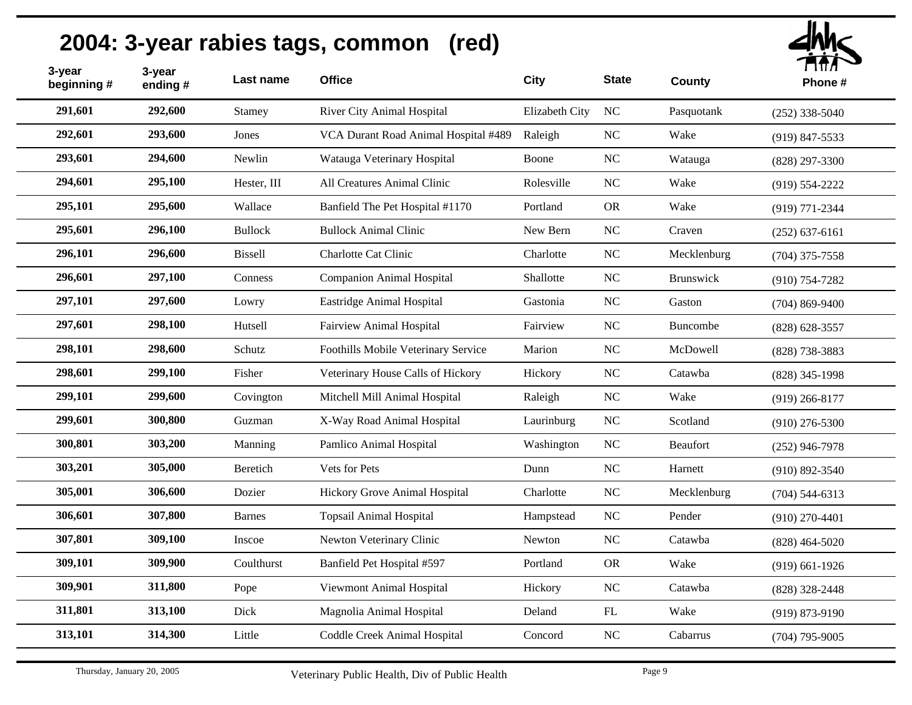# 2004: 3-year rabies tags, common (red)

| 3-year beginning # | 3-year ending # | Last name | Office | City | State | County | Phone # |
|---|---|---|---|---|---|---|---|
| 291,601 | 292,600 | Stamey | River City Animal Hospital | Elizabeth City | NC | Pasquotank | (252) 338-5040 |
| 292,601 | 293,600 | Jones | VCA Durant Road Animal Hospital #489 | Raleigh | NC | Wake | (919) 847-5533 |
| 293,601 | 294,600 | Newlin | Watauga Veterinary Hospital | Boone | NC | Watauga | (828) 297-3300 |
| 294,601 | 295,100 | Hester, III | All Creatures Animal Clinic | Rolesville | NC | Wake | (919) 554-2222 |
| 295,101 | 295,600 | Wallace | Banfield The Pet Hospital #1170 | Portland | OR | Wake | (919) 771-2344 |
| 295,601 | 296,100 | Bullock | Bullock Animal Clinic | New Bern | NC | Craven | (252) 637-6161 |
| 296,101 | 296,600 | Bissell | Charlotte Cat Clinic | Charlotte | NC | Mecklenburg | (704) 375-7558 |
| 296,601 | 297,100 | Conness | Companion Animal Hospital | Shallotte | NC | Brunswick | (910) 754-7282 |
| 297,101 | 297,600 | Lowry | Eastridge Animal Hospital | Gastonia | NC | Gaston | (704) 869-9400 |
| 297,601 | 298,100 | Hutsell | Fairview Animal Hospital | Fairview | NC | Buncombe | (828) 628-3557 |
| 298,101 | 298,600 | Schutz | Foothills Mobile Veterinary Service | Marion | NC | McDowell | (828) 738-3883 |
| 298,601 | 299,100 | Fisher | Veterinary House Calls of Hickory | Hickory | NC | Catawba | (828) 345-1998 |
| 299,101 | 299,600 | Covington | Mitchell Mill Animal Hospital | Raleigh | NC | Wake | (919) 266-8177 |
| 299,601 | 300,800 | Guzman | X-Way Road Animal Hospital | Laurinburg | NC | Scotland | (910) 276-5300 |
| 300,801 | 303,200 | Manning | Pamlico Animal Hospital | Washington | NC | Beaufort | (252) 946-7978 |
| 303,201 | 305,000 | Beretich | Vets for Pets | Dunn | NC | Harnett | (910) 892-3540 |
| 305,001 | 306,600 | Dozier | Hickory Grove Animal Hospital | Charlotte | NC | Mecklenburg | (704) 544-6313 |
| 306,601 | 307,800 | Barnes | Topsail Animal Hospital | Hampstead | NC | Pender | (910) 270-4401 |
| 307,801 | 309,100 | Inscoe | Newton Veterinary Clinic | Newton | NC | Catawba | (828) 464-5020 |
| 309,101 | 309,900 | Coulthurst | Banfield Pet Hospital #597 | Portland | OR | Wake | (919) 661-1926 |
| 309,901 | 311,800 | Pope | Viewmont Animal Hospital | Hickory | NC | Catawba | (828) 328-2448 |
| 311,801 | 313,100 | Dick | Magnolia Animal Hospital | Deland | FL | Wake | (919) 873-9190 |
| 313,101 | 314,300 | Little | Coddle Creek Animal Hospital | Concord | NC | Cabarrus | (704) 795-9005 |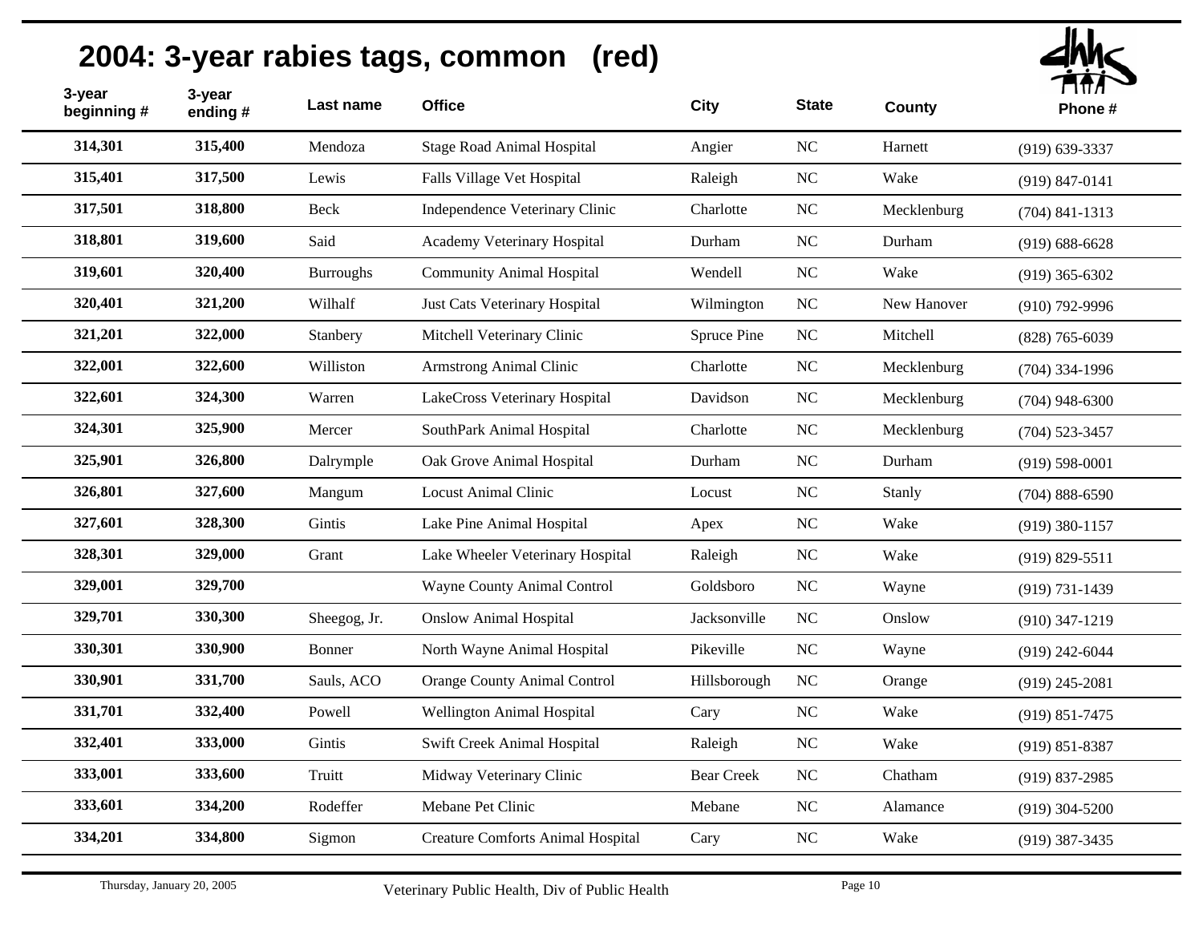# 2004: 3-year rabies tags, common (red)

| 3-year beginning # | 3-year ending # | Last name | Office | City | State | County | Phone # |
|---|---|---|---|---|---|---|---|
| 314,301 | 315,400 | Mendoza | Stage Road Animal Hospital | Angier | NC | Harnett | (919) 639-3337 |
| 315,401 | 317,500 | Lewis | Falls Village Vet Hospital | Raleigh | NC | Wake | (919) 847-0141 |
| 317,501 | 318,800 | Beck | Independence Veterinary Clinic | Charlotte | NC | Mecklenburg | (704) 841-1313 |
| 318,801 | 319,600 | Said | Academy Veterinary Hospital | Durham | NC | Durham | (919) 688-6628 |
| 319,601 | 320,400 | Burroughs | Community Animal Hospital | Wendell | NC | Wake | (919) 365-6302 |
| 320,401 | 321,200 | Wilhalf | Just Cats Veterinary Hospital | Wilmington | NC | New Hanover | (910) 792-9996 |
| 321,201 | 322,000 | Stanbery | Mitchell Veterinary Clinic | Spruce Pine | NC | Mitchell | (828) 765-6039 |
| 322,001 | 322,600 | Williston | Armstrong Animal Clinic | Charlotte | NC | Mecklenburg | (704) 334-1996 |
| 322,601 | 324,300 | Warren | LakeCross Veterinary Hospital | Davidson | NC | Mecklenburg | (704) 948-6300 |
| 324,301 | 325,900 | Mercer | SouthPark Animal Hospital | Charlotte | NC | Mecklenburg | (704) 523-3457 |
| 325,901 | 326,800 | Dalrymple | Oak Grove Animal Hospital | Durham | NC | Durham | (919) 598-0001 |
| 326,801 | 327,600 | Mangum | Locust Animal Clinic | Locust | NC | Stanly | (704) 888-6590 |
| 327,601 | 328,300 | Gintis | Lake Pine Animal Hospital | Apex | NC | Wake | (919) 380-1157 |
| 328,301 | 329,000 | Grant | Lake Wheeler Veterinary Hospital | Raleigh | NC | Wake | (919) 829-5511 |
| 329,001 | 329,700 | | Wayne County Animal Control | Goldsboro | NC | Wayne | (919) 731-1439 |
| 329,701 | 330,300 | Sheegog, Jr. | Onslow Animal Hospital | Jacksonville | NC | Onslow | (910) 347-1219 |
| 330,301 | 330,900 | Bonner | North Wayne Animal Hospital | Pikeville | NC | Wayne | (919) 242-6044 |
| 330,901 | 331,700 | Sauls, ACO | Orange County Animal Control | Hillsborough | NC | Orange | (919) 245-2081 |
| 331,701 | 332,400 | Powell | Wellington Animal Hospital | Cary | NC | Wake | (919) 851-7475 |
| 332,401 | 333,000 | Gintis | Swift Creek Animal Hospital | Raleigh | NC | Wake | (919) 851-8387 |
| 333,001 | 333,600 | Truitt | Midway Veterinary Clinic | Bear Creek | NC | Chatham | (919) 837-2985 |
| 333,601 | 334,200 | Rodeffer | Mebane Pet Clinic | Mebane | NC | Alamance | (919) 304-5200 |
| 334,201 | 334,800 | Sigmon | Creature Comforts Animal Hospital | Cary | NC | Wake | (919) 387-3435 |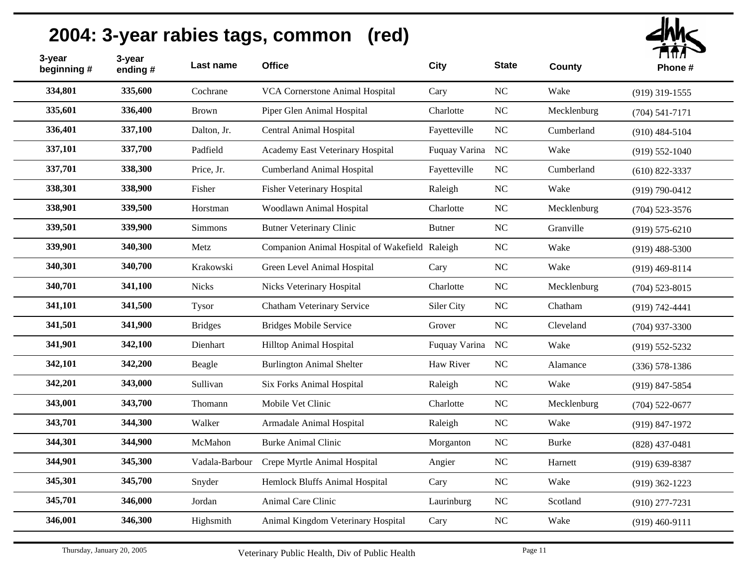# 2004: 3-year rabies tags, common (red)

| 3-year beginning # | 3-year ending # | Last name | Office | City | State | County | Phone # |
|---|---|---|---|---|---|---|---|
| **334,801** | **335,600** | Cochrane | VCA Cornerstone Animal Hospital | Cary | NC | Wake | (919) 319-1555 |
| **335,601** | **336,400** | Brown | Piper Glen Animal Hospital | Charlotte | NC | Mecklenburg | (704) 541-7171 |
| **336,401** | **337,100** | Dalton, Jr. | Central Animal Hospital | Fayetteville | NC | Cumberland | (910) 484-5104 |
| **337,101** | **337,700** | Padfield | Academy East Veterinary Hospital | Fuquay Varina | NC | Wake | (919) 552-1040 |
| **337,701** | **338,300** | Price, Jr. | Cumberland Animal Hospital | Fayetteville | NC | Cumberland | (610) 822-3337 |
| **338,301** | **338,900** | Fisher | Fisher Veterinary Hospital | Raleigh | NC | Wake | (919) 790-0412 |
| **338,901** | **339,500** | Horstman | Woodlawn Animal Hospital | Charlotte | NC | Mecklenburg | (704) 523-3576 |
| **339,501** | **339,900** | Simmons | Butner Veterinary Clinic | Butner | NC | Granville | (919) 575-6210 |
| **339,901** | **340,300** | Metz | Companion Animal Hospital of Wakefield | Raleigh | NC | Wake | (919) 488-5300 |
| **340,301** | **340,700** | Krakowski | Green Level Animal Hospital | Cary | NC | Wake | (919) 469-8114 |
| **340,701** | **341,100** | Nicks | Nicks Veterinary Hospital | Charlotte | NC | Mecklenburg | (704) 523-8015 |
| **341,101** | **341,500** | Tysor | Chatham Veterinary Service | Siler City | NC | Chatham | (919) 742-4441 |
| **341,501** | **341,900** | Bridges | Bridges Mobile Service | Grover | NC | Cleveland | (704) 937-3300 |
| **341,901** | **342,100** | Dienhart | Hilltop Animal Hospital | Fuquay Varina | NC | Wake | (919) 552-5232 |
| **342,101** | **342,200** | Beagle | Burlington Animal Shelter | Haw River | NC | Alamance | (336) 578-1386 |
| **342,201** | **343,000** | Sullivan | Six Forks Animal Hospital | Raleigh | NC | Wake | (919) 847-5854 |
| **343,001** | **343,700** | Thomann | Mobile Vet Clinic | Charlotte | NC | Mecklenburg | (704) 522-0677 |
| **343,701** | **344,300** | Walker | Armadale Animal Hospital | Raleigh | NC | Wake | (919) 847-1972 |
| **344,301** | **344,900** | McMahon | Burke Animal Clinic | Morganton | NC | Burke | (828) 437-0481 |
| **344,901** | **345,300** | Vadala-Barbour | Crepe Myrtle Animal Hospital | Angier | NC | Harnett | (919) 639-8387 |
| **345,301** | **345,700** | Snyder | Hemlock Bluffs Animal Hospital | Cary | NC | Wake | (919) 362-1223 |
| **345,701** | **346,000** | Jordan | Animal Care Clinic | Laurinburg | NC | Scotland | (910) 277-7231 |
| **346,001** | **346,300** | Highsmith | Animal Kingdom Veterinary Hospital | Cary | NC | Wake | (919) 460-9111 |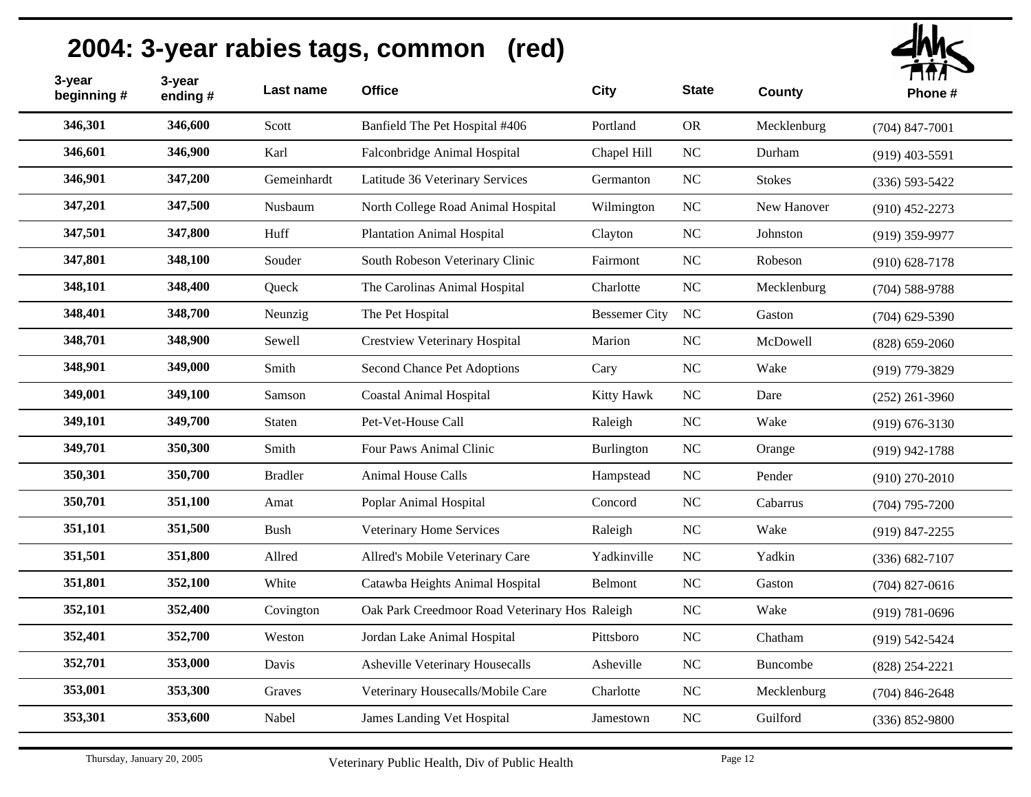# 2004: 3-year rabies tags, common (red)

| 3-year beginning # | 3-year ending # | Last name | Office | City | State | County | Phone # |
|---|---|---|---|---|---|---|---|
| 346,301 | 346,600 | Scott | Banfield The Pet Hospital #406 | Portland | OR | Mecklenburg | (704) 847-7001 |
| 346,601 | 346,900 | Karl | Falconbridge Animal Hospital | Chapel Hill | NC | Durham | (919) 403-5591 |
| 346,901 | 347,200 | Gemeinhardt | Latitude 36 Veterinary Services | Germanton | NC | Stokes | (336) 593-5422 |
| 347,201 | 347,500 | Nusbaum | North College Road Animal Hospital | Wilmington | NC | New Hanover | (910) 452-2273 |
| 347,501 | 347,800 | Huff | Plantation Animal Hospital | Clayton | NC | Johnston | (919) 359-9977 |
| 347,801 | 348,100 | Souder | South Robeson Veterinary Clinic | Fairmont | NC | Robeson | (910) 628-7178 |
| 348,101 | 348,400 | Queck | The Carolinas Animal Hospital | Charlotte | NC | Mecklenburg | (704) 588-9788 |
| 348,401 | 348,700 | Neunzig | The Pet Hospital | Bessemer City | NC | Gaston | (704) 629-5390 |
| 348,701 | 348,900 | Sewell | Crestview Veterinary Hospital | Marion | NC | McDowell | (828) 659-2060 |
| 348,901 | 349,000 | Smith | Second Chance Pet Adoptions | Cary | NC | Wake | (919) 779-3829 |
| 349,001 | 349,100 | Samson | Coastal Animal Hospital | Kitty Hawk | NC | Dare | (252) 261-3960 |
| 349,101 | 349,700 | Staten | Pet-Vet-House Call | Raleigh | NC | Wake | (919) 676-3130 |
| 349,701 | 350,300 | Smith | Four Paws Animal Clinic | Burlington | NC | Orange | (919) 942-1788 |
| 350,301 | 350,700 | Bradler | Animal House Calls | Hampstead | NC | Pender | (910) 270-2010 |
| 350,701 | 351,100 | Amat | Poplar Animal Hospital | Concord | NC | Cabarrus | (704) 795-7200 |
| 351,101 | 351,500 | Bush | Veterinary Home Services | Raleigh | NC | Wake | (919) 847-2255 |
| 351,501 | 351,800 | Allred | Allred's Mobile Veterinary Care | Yadkinville | NC | Yadkin | (336) 682-7107 |
| 351,801 | 352,100 | White | Catawba Heights Animal Hospital | Belmont | NC | Gaston | (704) 827-0616 |
| 352,101 | 352,400 | Covington | Oak Park Creedmoor Road Veterinary Hos | Raleigh | NC | Wake | (919) 781-0696 |
| 352,401 | 352,700 | Weston | Jordan Lake Animal Hospital | Pittsboro | NC | Chatham | (919) 542-5424 |
| 352,701 | 353,000 | Davis | Asheville Veterinary Housecalls | Asheville | NC | Buncombe | (828) 254-2221 |
| 353,001 | 353,300 | Graves | Veterinary Housecalls/Mobile Care | Charlotte | NC | Mecklenburg | (704) 846-2648 |
| 353,301 | 353,600 | Nabel | James Landing Vet Hospital | Jamestown | NC | Guilford | (336) 852-9800 |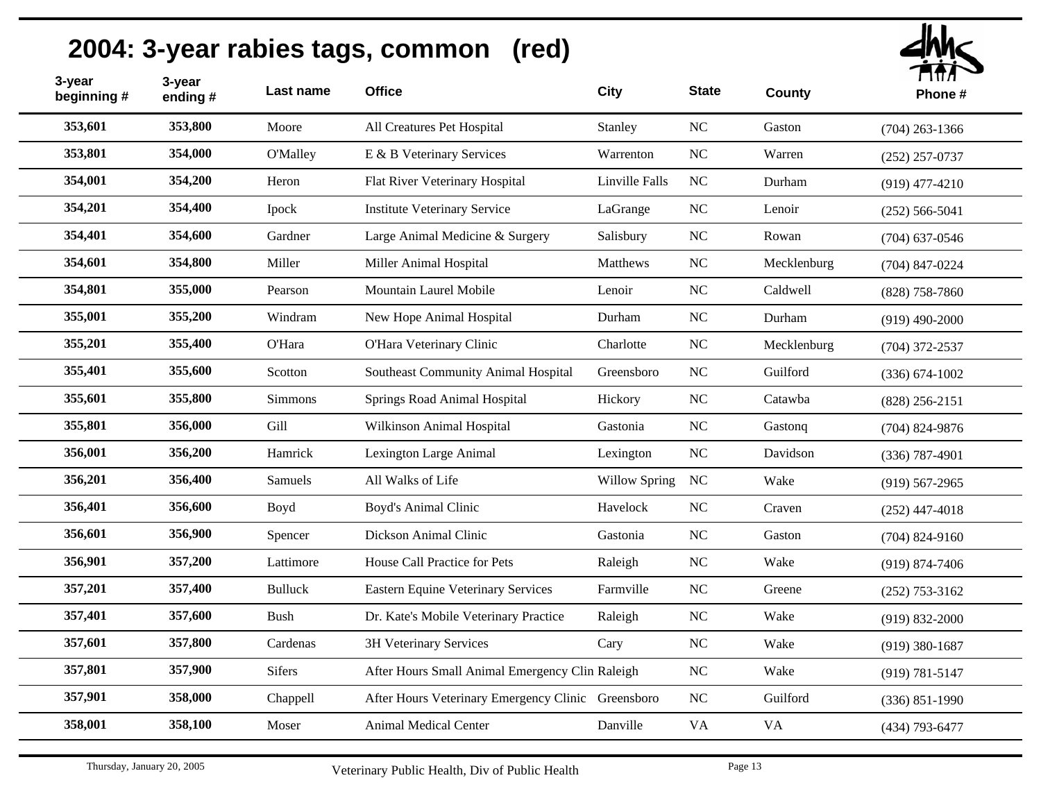## 2004: 3-year rabies tags, common (red)

| 3-year beginning # | 3-year ending # | Last name | Office | City | State | County | Phone # |
|---|---|---|---|---|---|---|---|
| 353,601 | 353,800 | Moore | All Creatures Pet Hospital | Stanley | NC | Gaston | (704) 263-1366 |
| 353,801 | 354,000 | O'Malley | E & B Veterinary Services | Warrenton | NC | Warren | (252) 257-0737 |
| 354,001 | 354,200 | Heron | Flat River Veterinary Hospital | Linville Falls | NC | Durham | (919) 477-4210 |
| 354,201 | 354,400 | Ipock | Institute Veterinary Service | LaGrange | NC | Lenoir | (252) 566-5041 |
| 354,401 | 354,600 | Gardner | Large Animal Medicine & Surgery | Salisbury | NC | Rowan | (704) 637-0546 |
| 354,601 | 354,800 | Miller | Miller Animal Hospital | Matthews | NC | Mecklenburg | (704) 847-0224 |
| 354,801 | 355,000 | Pearson | Mountain Laurel Mobile | Lenoir | NC | Caldwell | (828) 758-7860 |
| 355,001 | 355,200 | Windram | New Hope Animal Hospital | Durham | NC | Durham | (919) 490-2000 |
| 355,201 | 355,400 | O'Hara | O'Hara Veterinary Clinic | Charlotte | NC | Mecklenburg | (704) 372-2537 |
| 355,401 | 355,600 | Scotton | Southeast Community Animal Hospital | Greensboro | NC | Guilford | (336) 674-1002 |
| 355,601 | 355,800 | Simmons | Springs Road Animal Hospital | Hickory | NC | Catawba | (828) 256-2151 |
| 355,801 | 356,000 | Gill | Wilkinson Animal Hospital | Gastonia | NC | Gastonq | (704) 824-9876 |
| 356,001 | 356,200 | Hamrick | Lexington Large Animal | Lexington | NC | Davidson | (336) 787-4901 |
| 356,201 | 356,400 | Samuels | All Walks of Life | Willow Spring | NC | Wake | (919) 567-2965 |
| 356,401 | 356,600 | Boyd | Boyd's Animal Clinic | Havelock | NC | Craven | (252) 447-4018 |
| 356,601 | 356,900 | Spencer | Dickson Animal Clinic | Gastonia | NC | Gaston | (704) 824-9160 |
| 356,901 | 357,200 | Lattimore | House Call Practice for Pets | Raleigh | NC | Wake | (919) 874-7406 |
| 357,201 | 357,400 | Bulluck | Eastern Equine Veterinary Services | Farmville | NC | Greene | (252) 753-3162 |
| 357,401 | 357,600 | Bush | Dr. Kate's Mobile Veterinary Practice | Raleigh | NC | Wake | (919) 832-2000 |
| 357,601 | 357,800 | Cardenas | 3H Veterinary Services | Cary | NC | Wake | (919) 380-1687 |
| 357,801 | 357,900 | Sifers | After Hours Small Animal Emergency Clin | Raleigh | NC | Wake | (919) 781-5147 |
| 357,901 | 358,000 | Chappell | After Hours Veterinary Emergency Clinic | Greensboro | NC | Guilford | (336) 851-1990 |
| 358,001 | 358,100 | Moser | Animal Medical Center | Danville | VA | VA | (434) 793-6477 |

Thursday, January 20, 2005 — Veterinary Public Health, Div of Public Health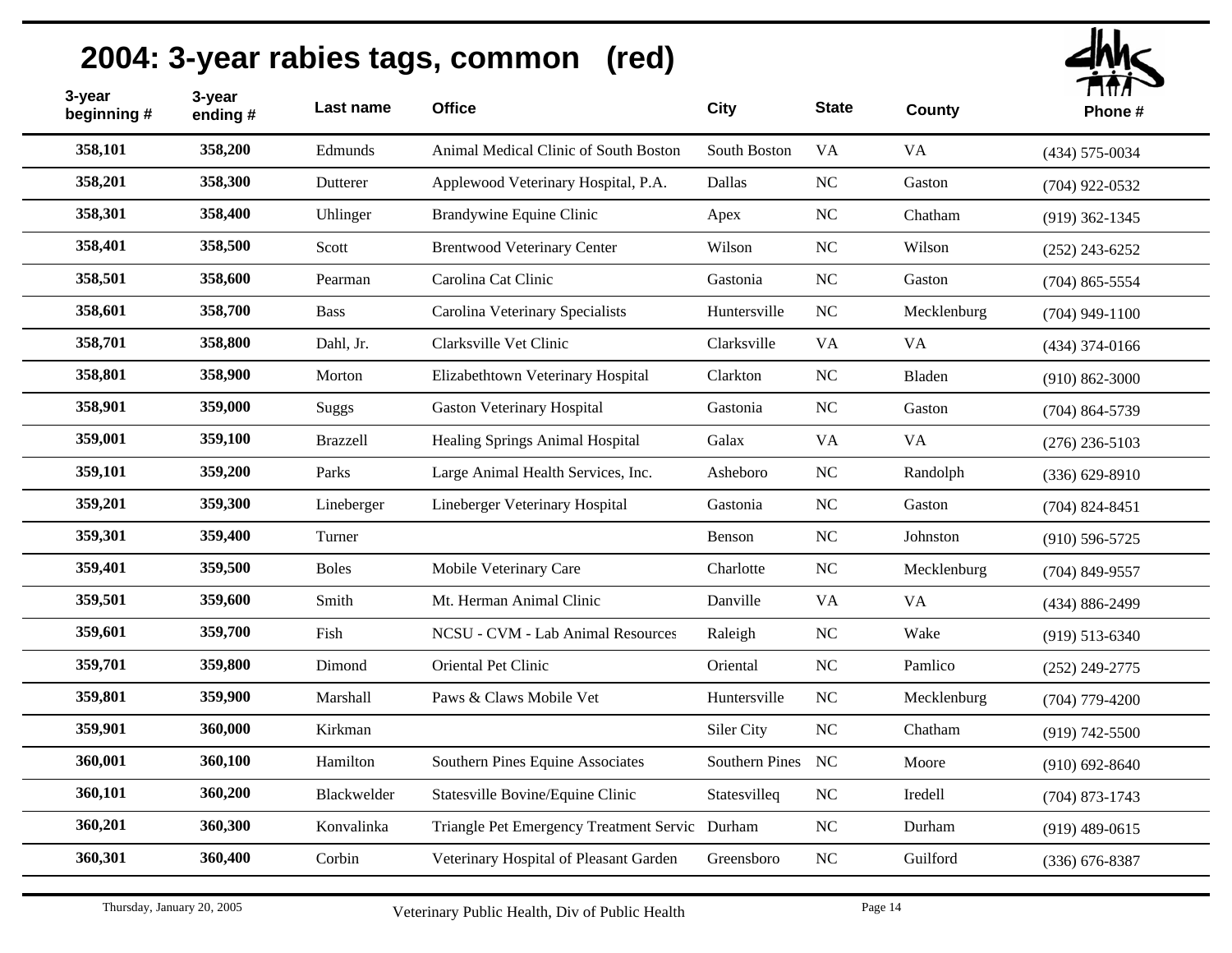# 2004: 3-year rabies tags, common (red)

| 3-year beginning # | 3-year ending # | Last name | Office | City | State | County | Phone # |
|---|---|---|---|---|---|---|---|
| 358,101 | 358,200 | Edmunds | Animal Medical Clinic of South Boston | South Boston | VA | VA | (434) 575-0034 |
| 358,201 | 358,300 | Dutterer | Applewood Veterinary Hospital, P.A. | Dallas | NC | Gaston | (704) 922-0532 |
| 358,301 | 358,400 | Uhlinger | Brandywine Equine Clinic | Apex | NC | Chatham | (919) 362-1345 |
| 358,401 | 358,500 | Scott | Brentwood Veterinary Center | Wilson | NC | Wilson | (252) 243-6252 |
| 358,501 | 358,600 | Pearman | Carolina Cat Clinic | Gastonia | NC | Gaston | (704) 865-5554 |
| 358,601 | 358,700 | Bass | Carolina Veterinary Specialists | Huntersville | NC | Mecklenburg | (704) 949-1100 |
| 358,701 | 358,800 | Dahl, Jr. | Clarksville Vet Clinic | Clarksville | VA | VA | (434) 374-0166 |
| 358,801 | 358,900 | Morton | Elizabethtown Veterinary Hospital | Clarkton | NC | Bladen | (910) 862-3000 |
| 358,901 | 359,000 | Suggs | Gaston Veterinary Hospital | Gastonia | NC | Gaston | (704) 864-5739 |
| 359,001 | 359,100 | Brazzell | Healing Springs Animal Hospital | Galax | VA | VA | (276) 236-5103 |
| 359,101 | 359,200 | Parks | Large Animal Health Services, Inc. | Asheboro | NC | Randolph | (336) 629-8910 |
| 359,201 | 359,300 | Lineberger | Lineberger Veterinary Hospital | Gastonia | NC | Gaston | (704) 824-8451 |
| 359,301 | 359,400 | Turner | | Benson | NC | Johnston | (910) 596-5725 |
| 359,401 | 359,500 | Boles | Mobile Veterinary Care | Charlotte | NC | Mecklenburg | (704) 849-9557 |
| 359,501 | 359,600 | Smith | Mt. Herman Animal Clinic | Danville | VA | VA | (434) 886-2499 |
| 359,601 | 359,700 | Fish | NCSU - CVM - Lab Animal Resources | Raleigh | NC | Wake | (919) 513-6340 |
| 359,701 | 359,800 | Dimond | Oriental Pet Clinic | Oriental | NC | Pamlico | (252) 249-2775 |
| 359,801 | 359,900 | Marshall | Paws & Claws Mobile Vet | Huntersville | NC | Mecklenburg | (704) 779-4200 |
| 359,901 | 360,000 | Kirkman | | Siler City | NC | Chatham | (919) 742-5500 |
| 360,001 | 360,100 | Hamilton | Southern Pines Equine Associates | Southern Pines | NC | Moore | (910) 692-8640 |
| 360,101 | 360,200 | Blackwelder | Statesville Bovine/Equine Clinic | Statesvilleq | NC | Iredell | (704) 873-1743 |
| 360,201 | 360,300 | Konvalinka | Triangle Pet Emergency Treatment Servic | Durham | NC | Durham | (919) 489-0615 |
| 360,301 | 360,400 | Corbin | Veterinary Hospital of Pleasant Garden | Greensboro | NC | Guilford | (336) 676-8387 |

Thursday, January 20, 2005 — Veterinary Public Health, Div of Public Health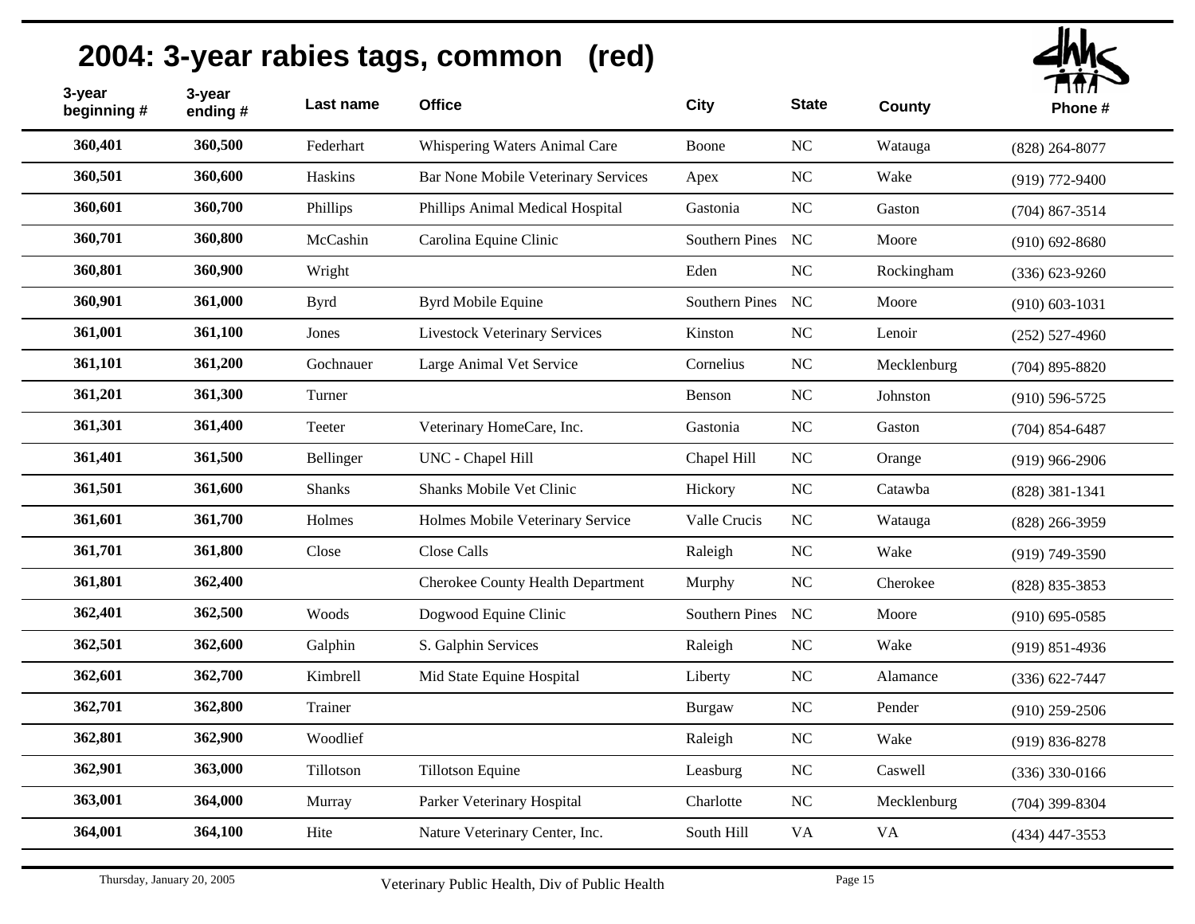# 2004: 3-year rabies tags, common (red)

| 3-year beginning # | 3-year ending # | Last name | Office | City | State | County | Phone # |
|---|---|---|---|---|---|---|---|
| 360,401 | 360,500 | Federhart | Whispering Waters Animal Care | Boone | NC | Watauga | (828) 264-8077 |
| 360,501 | 360,600 | Haskins | Bar None Mobile Veterinary Services | Apex | NC | Wake | (919) 772-9400 |
| 360,601 | 360,700 | Phillips | Phillips Animal Medical Hospital | Gastonia | NC | Gaston | (704) 867-3514 |
| 360,701 | 360,800 | McCashin | Carolina Equine Clinic | Southern Pines | NC | Moore | (910) 692-8680 |
| 360,801 | 360,900 | Wright | | Eden | NC | Rockingham | (336) 623-9260 |
| 360,901 | 361,000 | Byrd | Byrd Mobile Equine | Southern Pines | NC | Moore | (910) 603-1031 |
| 361,001 | 361,100 | Jones | Livestock Veterinary Services | Kinston | NC | Lenoir | (252) 527-4960 |
| 361,101 | 361,200 | Gochnauer | Large Animal Vet Service | Cornelius | NC | Mecklenburg | (704) 895-8820 |
| 361,201 | 361,300 | Turner | | Benson | NC | Johnston | (910) 596-5725 |
| 361,301 | 361,400 | Teeter | Veterinary HomeCare, Inc. | Gastonia | NC | Gaston | (704) 854-6487 |
| 361,401 | 361,500 | Bellinger | UNC - Chapel Hill | Chapel Hill | NC | Orange | (919) 966-2906 |
| 361,501 | 361,600 | Shanks | Shanks Mobile Vet Clinic | Hickory | NC | Catawba | (828) 381-1341 |
| 361,601 | 361,700 | Holmes | Holmes Mobile Veterinary Service | Valle Crucis | NC | Watauga | (828) 266-3959 |
| 361,701 | 361,800 | Close | Close Calls | Raleigh | NC | Wake | (919) 749-3590 |
| 361,801 | 362,400 | | Cherokee County Health Department | Murphy | NC | Cherokee | (828) 835-3853 |
| 362,401 | 362,500 | Woods | Dogwood Equine Clinic | Southern Pines | NC | Moore | (910) 695-0585 |
| 362,501 | 362,600 | Galphin | S. Galphin Services | Raleigh | NC | Wake | (919) 851-4936 |
| 362,601 | 362,700 | Kimbrell | Mid State Equine Hospital | Liberty | NC | Alamance | (336) 622-7447 |
| 362,701 | 362,800 | Trainer | | Burgaw | NC | Pender | (910) 259-2506 |
| 362,801 | 362,900 | Woodlief | | Raleigh | NC | Wake | (919) 836-8278 |
| 362,901 | 363,000 | Tillotson | Tillotson Equine | Leasburg | NC | Caswell | (336) 330-0166 |
| 363,001 | 364,000 | Murray | Parker Veterinary Hospital | Charlotte | NC | Mecklenburg | (704) 399-8304 |
| 364,001 | 364,100 | Hite | Nature Veterinary Center, Inc. | South Hill | VA | VA | (434) 447-3553 |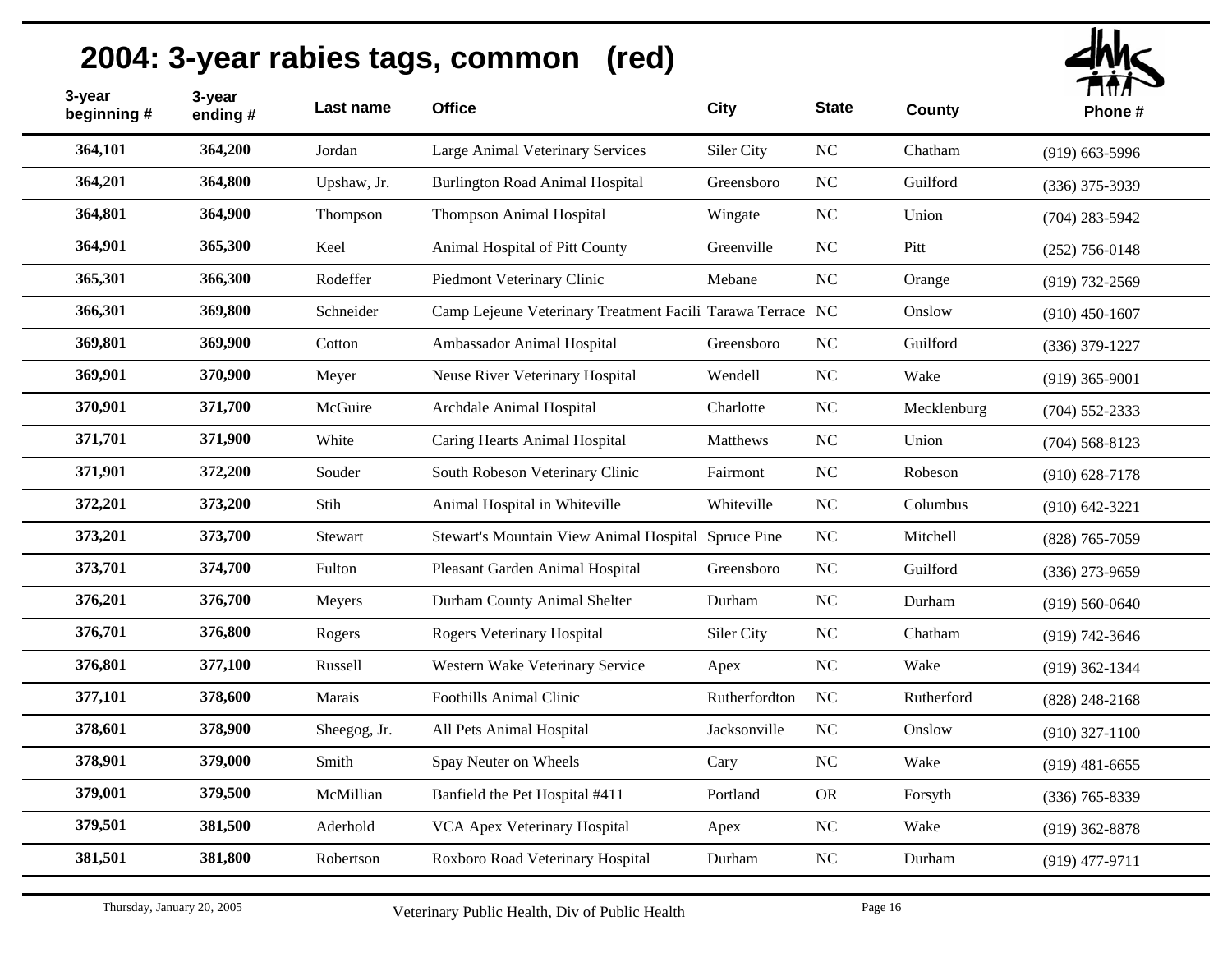# 2004: 3-year rabies tags, common (red)

| 3-year beginning # | 3-year ending # | Last name | Office | City | State | County | Phone # |
|---|---|---|---|---|---|---|---|
| 364,101 | 364,200 | Jordan | Large Animal Veterinary Services | Siler City | NC | Chatham | (919) 663-5996 |
| 364,201 | 364,800 | Upshaw, Jr. | Burlington Road Animal Hospital | Greensboro | NC | Guilford | (336) 375-3939 |
| 364,801 | 364,900 | Thompson | Thompson Animal Hospital | Wingate | NC | Union | (704) 283-5942 |
| 364,901 | 365,300 | Keel | Animal Hospital of Pitt County | Greenville | NC | Pitt | (252) 756-0148 |
| 365,301 | 366,300 | Rodeffer | Piedmont Veterinary Clinic | Mebane | NC | Orange | (919) 732-2569 |
| 366,301 | 369,800 | Schneider | Camp Lejeune Veterinary Treatment Facili | Tarawa Terrace | NC | Onslow | (910) 450-1607 |
| 369,801 | 369,900 | Cotton | Ambassador Animal Hospital | Greensboro | NC | Guilford | (336) 379-1227 |
| 369,901 | 370,900 | Meyer | Neuse River Veterinary Hospital | Wendell | NC | Wake | (919) 365-9001 |
| 370,901 | 371,700 | McGuire | Archdale Animal Hospital | Charlotte | NC | Mecklenburg | (704) 552-2333 |
| 371,701 | 371,900 | White | Caring Hearts Animal Hospital | Matthews | NC | Union | (704) 568-8123 |
| 371,901 | 372,200 | Souder | South Robeson Veterinary Clinic | Fairmont | NC | Robeson | (910) 628-7178 |
| 372,201 | 373,200 | Stih | Animal Hospital in Whiteville | Whiteville | NC | Columbus | (910) 642-3221 |
| 373,201 | 373,700 | Stewart | Stewart's Mountain View Animal Hospital | Spruce Pine | NC | Mitchell | (828) 765-7059 |
| 373,701 | 374,700 | Fulton | Pleasant Garden Animal Hospital | Greensboro | NC | Guilford | (336) 273-9659 |
| 376,201 | 376,700 | Meyers | Durham County Animal Shelter | Durham | NC | Durham | (919) 560-0640 |
| 376,701 | 376,800 | Rogers | Rogers Veterinary Hospital | Siler City | NC | Chatham | (919) 742-3646 |
| 376,801 | 377,100 | Russell | Western Wake Veterinary Service | Apex | NC | Wake | (919) 362-1344 |
| 377,101 | 378,600 | Marais | Foothills Animal Clinic | Rutherfordton | NC | Rutherford | (828) 248-2168 |
| 378,601 | 378,900 | Sheegog, Jr. | All Pets Animal Hospital | Jacksonville | NC | Onslow | (910) 327-1100 |
| 378,901 | 379,000 | Smith | Spay Neuter on Wheels | Cary | NC | Wake | (919) 481-6655 |
| 379,001 | 379,500 | McMillian | Banfield the Pet Hospital #411 | Portland | OR | Forsyth | (336) 765-8339 |
| 379,501 | 381,500 | Aderhold | VCA Apex Veterinary Hospital | Apex | NC | Wake | (919) 362-8878 |
| 381,501 | 381,800 | Robertson | Roxboro Road Veterinary Hospital | Durham | NC | Durham | (919) 477-9711 |

Thursday, January 20, 2005 — Veterinary Public Health, Div of Public Health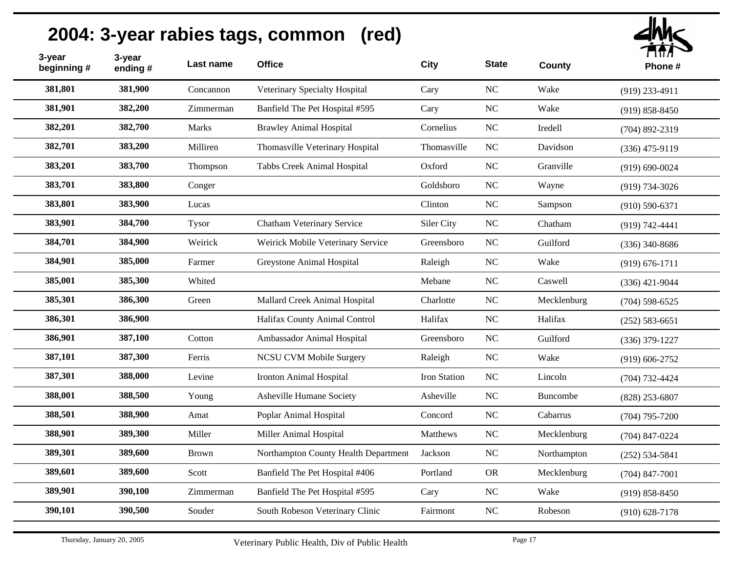# 2004: 3-year rabies tags, common (red)

| 3-year beginning # | 3-year ending # | Last name | Office | City | State | County | Phone # |
|---|---|---|---|---|---|---|---|
| 381,801 | 381,900 | Concannon | Veterinary Specialty Hospital | Cary | NC | Wake | (919) 233-4911 |
| 381,901 | 382,200 | Zimmerman | Banfield The Pet Hospital #595 | Cary | NC | Wake | (919) 858-8450 |
| 382,201 | 382,700 | Marks | Brawley Animal Hospital | Cornelius | NC | Iredell | (704) 892-2319 |
| 382,701 | 383,200 | Milliren | Thomasville Veterinary Hospital | Thomasville | NC | Davidson | (336) 475-9119 |
| 383,201 | 383,700 | Thompson | Tabbs Creek Animal Hospital | Oxford | NC | Granville | (919) 690-0024 |
| 383,701 | 383,800 | Conger | | Goldsboro | NC | Wayne | (919) 734-3026 |
| 383,801 | 383,900 | Lucas | | Clinton | NC | Sampson | (910) 590-6371 |
| 383,901 | 384,700 | Tysor | Chatham Veterinary Service | Siler City | NC | Chatham | (919) 742-4441 |
| 384,701 | 384,900 | Weirick | Weirick Mobile Veterinary Service | Greensboro | NC | Guilford | (336) 340-8686 |
| 384,901 | 385,000 | Farmer | Greystone Animal Hospital | Raleigh | NC | Wake | (919) 676-1711 |
| 385,001 | 385,300 | Whited | | Mebane | NC | Caswell | (336) 421-9044 |
| 385,301 | 386,300 | Green | Mallard Creek Animal Hospital | Charlotte | NC | Mecklenburg | (704) 598-6525 |
| 386,301 | 386,900 | | Halifax County Animal Control | Halifax | NC | Halifax | (252) 583-6651 |
| 386,901 | 387,100 | Cotton | Ambassador Animal Hospital | Greensboro | NC | Guilford | (336) 379-1227 |
| 387,101 | 387,300 | Ferris | NCSU CVM Mobile Surgery | Raleigh | NC | Wake | (919) 606-2752 |
| 387,301 | 388,000 | Levine | Ironton Animal Hospital | Iron Station | NC | Lincoln | (704) 732-4424 |
| 388,001 | 388,500 | Young | Asheville Humane Society | Asheville | NC | Buncombe | (828) 253-6807 |
| 388,501 | 388,900 | Amat | Poplar Animal Hospital | Concord | NC | Cabarrus | (704) 795-7200 |
| 388,901 | 389,300 | Miller | Miller Animal Hospital | Matthews | NC | Mecklenburg | (704) 847-0224 |
| 389,301 | 389,600 | Brown | Northampton County Health Department | Jackson | NC | Northampton | (252) 534-5841 |
| 389,601 | 389,600 | Scott | Banfield The Pet Hospital #406 | Portland | OR | Mecklenburg | (704) 847-7001 |
| 389,901 | 390,100 | Zimmerman | Banfield The Pet Hospital #595 | Cary | NC | Wake | (919) 858-8450 |
| 390,101 | 390,500 | Souder | South Robeson Veterinary Clinic | Fairmont | NC | Robeson | (910) 628-7178 |

Thursday, January 20, 2005 — Veterinary Public Health, Div of Public Health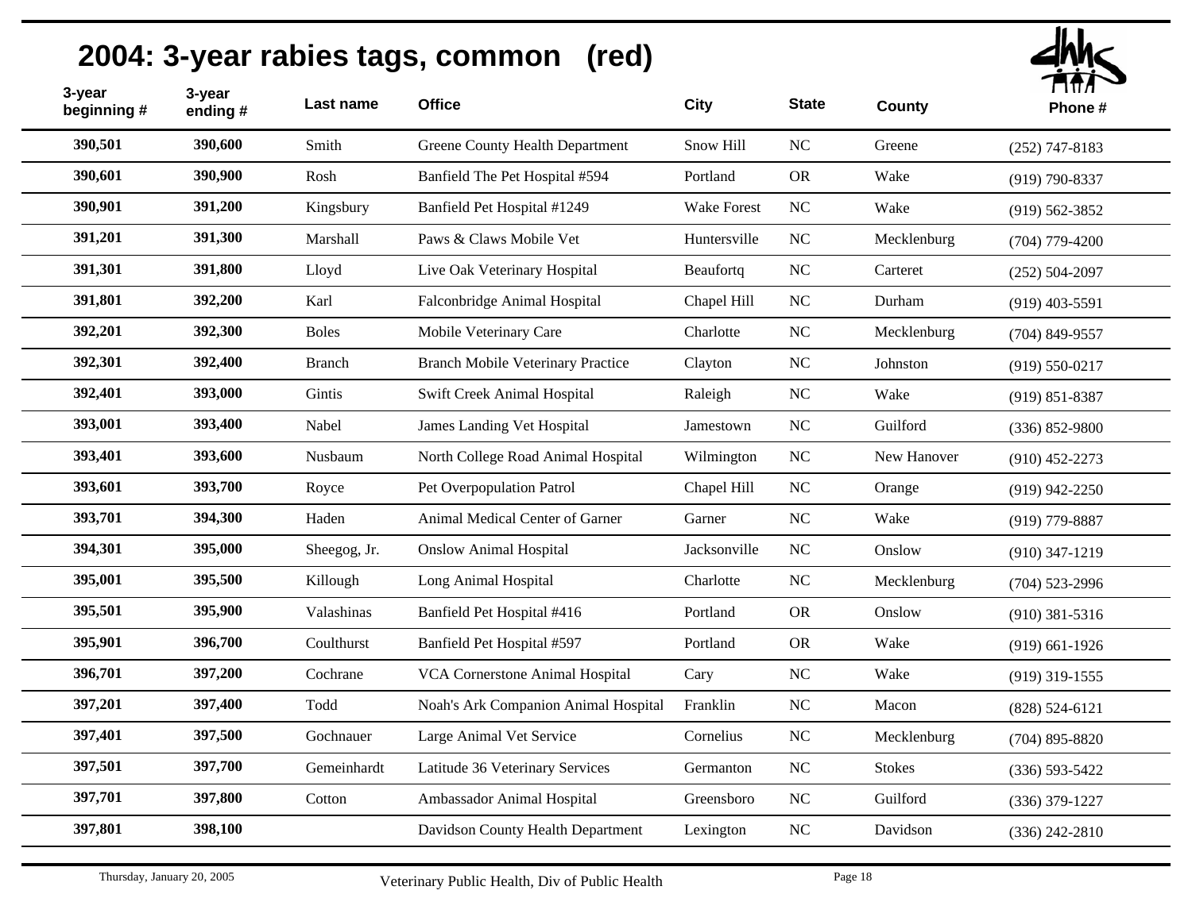# 2004: 3-year rabies tags, common (red)

| 3-year beginning # | 3-year ending # | Last name | Office | City | State | County | Phone # |
|---|---|---|---|---|---|---|---|
| 390,501 | 390,600 | Smith | Greene County Health Department | Snow Hill | NC | Greene | (252) 747-8183 |
| 390,601 | 390,900 | Rosh | Banfield The Pet Hospital #594 | Portland | OR | Wake | (919) 790-8337 |
| 390,901 | 391,200 | Kingsbury | Banfield Pet Hospital #1249 | Wake Forest | NC | Wake | (919) 562-3852 |
| 391,201 | 391,300 | Marshall | Paws & Claws Mobile Vet | Huntersville | NC | Mecklenburg | (704) 779-4200 |
| 391,301 | 391,800 | Lloyd | Live Oak Veterinary Hospital | Beaufortq | NC | Carteret | (252) 504-2097 |
| 391,801 | 392,200 | Karl | Falconbridge Animal Hospital | Chapel Hill | NC | Durham | (919) 403-5591 |
| 392,201 | 392,300 | Boles | Mobile Veterinary Care | Charlotte | NC | Mecklenburg | (704) 849-9557 |
| 392,301 | 392,400 | Branch | Branch Mobile Veterinary Practice | Clayton | NC | Johnston | (919) 550-0217 |
| 392,401 | 393,000 | Gintis | Swift Creek Animal Hospital | Raleigh | NC | Wake | (919) 851-8387 |
| 393,001 | 393,400 | Nabel | James Landing Vet Hospital | Jamestown | NC | Guilford | (336) 852-9800 |
| 393,401 | 393,600 | Nusbaum | North College Road Animal Hospital | Wilmington | NC | New Hanover | (910) 452-2273 |
| 393,601 | 393,700 | Royce | Pet Overpopulation Patrol | Chapel Hill | NC | Orange | (919) 942-2250 |
| 393,701 | 394,300 | Haden | Animal Medical Center of Garner | Garner | NC | Wake | (919) 779-8887 |
| 394,301 | 395,000 | Sheegog, Jr. | Onslow Animal Hospital | Jacksonville | NC | Onslow | (910) 347-1219 |
| 395,001 | 395,500 | Killough | Long Animal Hospital | Charlotte | NC | Mecklenburg | (704) 523-2996 |
| 395,501 | 395,900 | Valashinas | Banfield Pet Hospital #416 | Portland | OR | Onslow | (910) 381-5316 |
| 395,901 | 396,700 | Coulthurst | Banfield Pet Hospital #597 | Portland | OR | Wake | (919) 661-1926 |
| 396,701 | 397,200 | Cochrane | VCA Cornerstone Animal Hospital | Cary | NC | Wake | (919) 319-1555 |
| 397,201 | 397,400 | Todd | Noah's Ark Companion Animal Hospital | Franklin | NC | Macon | (828) 524-6121 |
| 397,401 | 397,500 | Gochnauer | Large Animal Vet Service | Cornelius | NC | Mecklenburg | (704) 895-8820 |
| 397,501 | 397,700 | Gemeinhardt | Latitude 36 Veterinary Services | Germanton | NC | Stokes | (336) 593-5422 |
| 397,701 | 397,800 | Cotton | Ambassador Animal Hospital | Greensboro | NC | Guilford | (336) 379-1227 |
| 397,801 | 398,100 | | Davidson County Health Department | Lexington | NC | Davidson | (336) 242-2810 |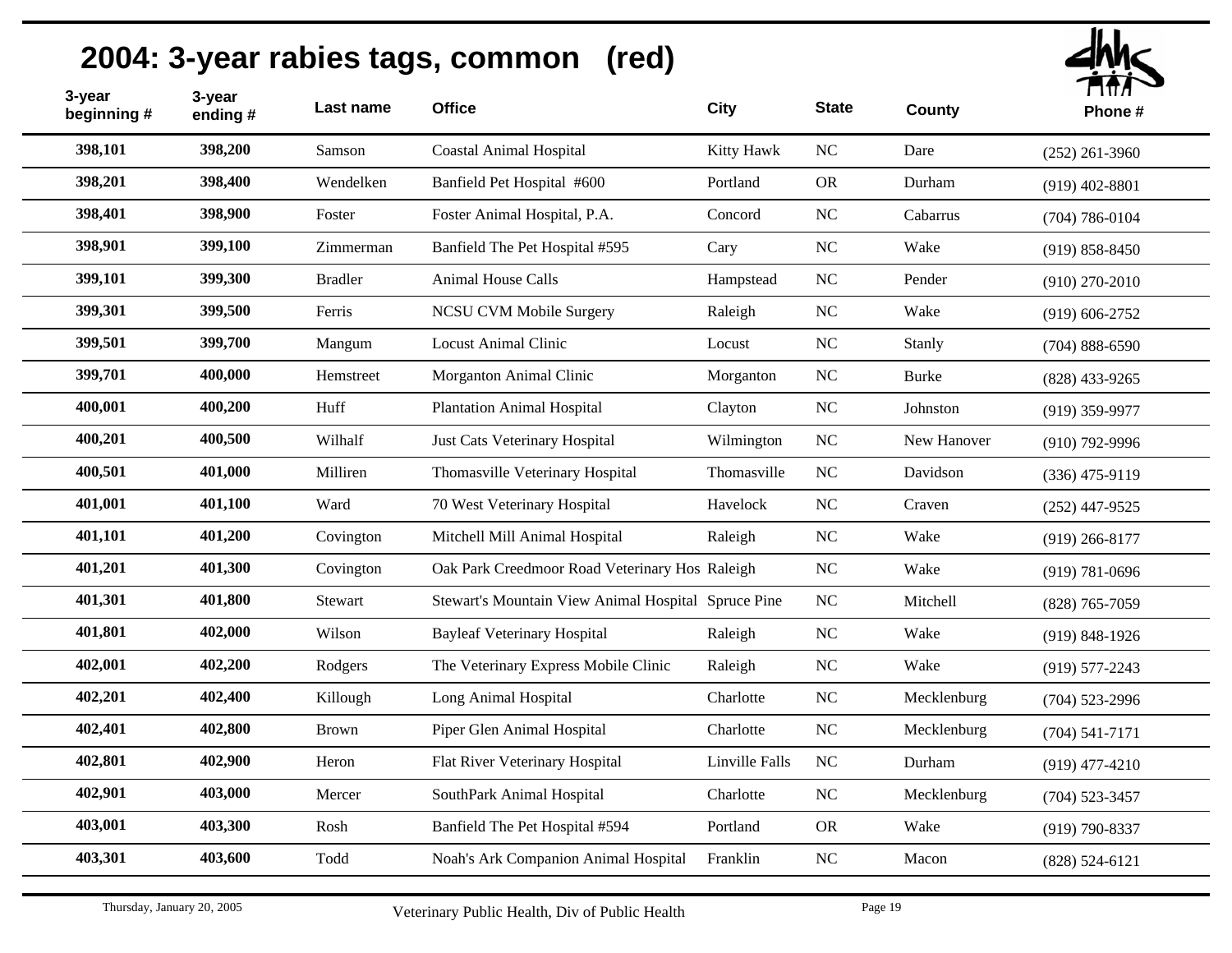# 2004: 3-year rabies tags, common (red)

| 3-year beginning # | 3-year ending # | Last name | Office | City | State | County | Phone # |
|---|---|---|---|---|---|---|---|
| 398,101 | 398,200 | Samson | Coastal Animal Hospital | Kitty Hawk | NC | Dare | (252) 261-3960 |
| 398,201 | 398,400 | Wendelken | Banfield Pet Hospital #600 | Portland | OR | Durham | (919) 402-8801 |
| 398,401 | 398,900 | Foster | Foster Animal Hospital, P.A. | Concord | NC | Cabarrus | (704) 786-0104 |
| 398,901 | 399,100 | Zimmerman | Banfield The Pet Hospital #595 | Cary | NC | Wake | (919) 858-8450 |
| 399,101 | 399,300 | Bradler | Animal House Calls | Hampstead | NC | Pender | (910) 270-2010 |
| 399,301 | 399,500 | Ferris | NCSU CVM Mobile Surgery | Raleigh | NC | Wake | (919) 606-2752 |
| 399,501 | 399,700 | Mangum | Locust Animal Clinic | Locust | NC | Stanly | (704) 888-6590 |
| 399,701 | 400,000 | Hemstreet | Morganton Animal Clinic | Morganton | NC | Burke | (828) 433-9265 |
| 400,001 | 400,200 | Huff | Plantation Animal Hospital | Clayton | NC | Johnston | (919) 359-9977 |
| 400,201 | 400,500 | Wilhalf | Just Cats Veterinary Hospital | Wilmington | NC | New Hanover | (910) 792-9996 |
| 400,501 | 401,000 | Milliren | Thomasville Veterinary Hospital | Thomasville | NC | Davidson | (336) 475-9119 |
| 401,001 | 401,100 | Ward | 70 West Veterinary Hospital | Havelock | NC | Craven | (252) 447-9525 |
| 401,101 | 401,200 | Covington | Mitchell Mill Animal Hospital | Raleigh | NC | Wake | (919) 266-8177 |
| 401,201 | 401,300 | Covington | Oak Park Creedmoor Road Veterinary Hos | Raleigh | NC | Wake | (919) 781-0696 |
| 401,301 | 401,800 | Stewart | Stewart's Mountain View Animal Hospital | Spruce Pine | NC | Mitchell | (828) 765-7059 |
| 401,801 | 402,000 | Wilson | Bayleaf Veterinary Hospital | Raleigh | NC | Wake | (919) 848-1926 |
| 402,001 | 402,200 | Rodgers | The Veterinary Express Mobile Clinic | Raleigh | NC | Wake | (919) 577-2243 |
| 402,201 | 402,400 | Killough | Long Animal Hospital | Charlotte | NC | Mecklenburg | (704) 523-2996 |
| 402,401 | 402,800 | Brown | Piper Glen Animal Hospital | Charlotte | NC | Mecklenburg | (704) 541-7171 |
| 402,801 | 402,900 | Heron | Flat River Veterinary Hospital | Linville Falls | NC | Durham | (919) 477-4210 |
| 402,901 | 403,000 | Mercer | SouthPark Animal Hospital | Charlotte | NC | Mecklenburg | (704) 523-3457 |
| 403,001 | 403,300 | Rosh | Banfield The Pet Hospital #594 | Portland | OR | Wake | (919) 790-8337 |
| 403,301 | 403,600 | Todd | Noah's Ark Companion Animal Hospital | Franklin | NC | Macon | (828) 524-6121 |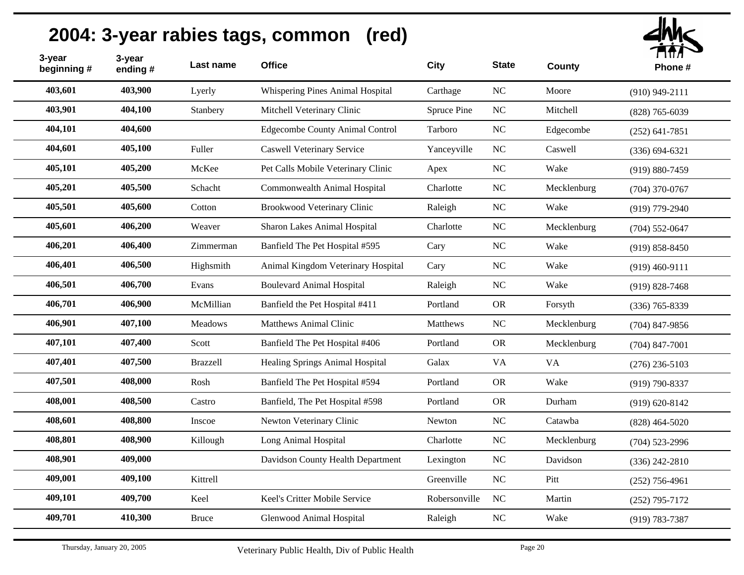# 2004: 3-year rabies tags, common (red)

| 3-year beginning # | 3-year ending # | Last name | Office | City | State | County | Phone # |
|---|---|---|---|---|---|---|---|
| 403,601 | 403,900 | Lyerly | Whispering Pines Animal Hospital | Carthage | NC | Moore | (910) 949-2111 |
| 403,901 | 404,100 | Stanbery | Mitchell Veterinary Clinic | Spruce Pine | NC | Mitchell | (828) 765-6039 |
| 404,101 | 404,600 | | Edgecombe County Animal Control | Tarboro | NC | Edgecombe | (252) 641-7851 |
| 404,601 | 405,100 | Fuller | Caswell Veterinary Service | Yanceyville | NC | Caswell | (336) 694-6321 |
| 405,101 | 405,200 | McKee | Pet Calls Mobile Veterinary Clinic | Apex | NC | Wake | (919) 880-7459 |
| 405,201 | 405,500 | Schacht | Commonwealth Animal Hospital | Charlotte | NC | Mecklenburg | (704) 370-0767 |
| 405,501 | 405,600 | Cotton | Brookwood Veterinary Clinic | Raleigh | NC | Wake | (919) 779-2940 |
| 405,601 | 406,200 | Weaver | Sharon Lakes Animal Hospital | Charlotte | NC | Mecklenburg | (704) 552-0647 |
| 406,201 | 406,400 | Zimmerman | Banfield The Pet Hospital #595 | Cary | NC | Wake | (919) 858-8450 |
| 406,401 | 406,500 | Highsmith | Animal Kingdom Veterinary Hospital | Cary | NC | Wake | (919) 460-9111 |
| 406,501 | 406,700 | Evans | Boulevard Animal Hospital | Raleigh | NC | Wake | (919) 828-7468 |
| 406,701 | 406,900 | McMillian | Banfield the Pet Hospital #411 | Portland | OR | Forsyth | (336) 765-8339 |
| 406,901 | 407,100 | Meadows | Matthews Animal Clinic | Matthews | NC | Mecklenburg | (704) 847-9856 |
| 407,101 | 407,400 | Scott | Banfield The Pet Hospital #406 | Portland | OR | Mecklenburg | (704) 847-7001 |
| 407,401 | 407,500 | Brazzell | Healing Springs Animal Hospital | Galax | VA | VA | (276) 236-5103 |
| 407,501 | 408,000 | Rosh | Banfield The Pet Hospital #594 | Portland | OR | Wake | (919) 790-8337 |
| 408,001 | 408,500 | Castro | Banfield, The Pet Hospital #598 | Portland | OR | Durham | (919) 620-8142 |
| 408,601 | 408,800 | Inscoe | Newton Veterinary Clinic | Newton | NC | Catawba | (828) 464-5020 |
| 408,801 | 408,900 | Killough | Long Animal Hospital | Charlotte | NC | Mecklenburg | (704) 523-2996 |
| 408,901 | 409,000 | | Davidson County Health Department | Lexington | NC | Davidson | (336) 242-2810 |
| 409,001 | 409,100 | Kittrell | | Greenville | NC | Pitt | (252) 756-4961 |
| 409,101 | 409,700 | Keel | Keel's Critter Mobile Service | Robersonville | NC | Martin | (252) 795-7172 |
| 409,701 | 410,300 | Bruce | Glenwood Animal Hospital | Raleigh | NC | Wake | (919) 783-7387 |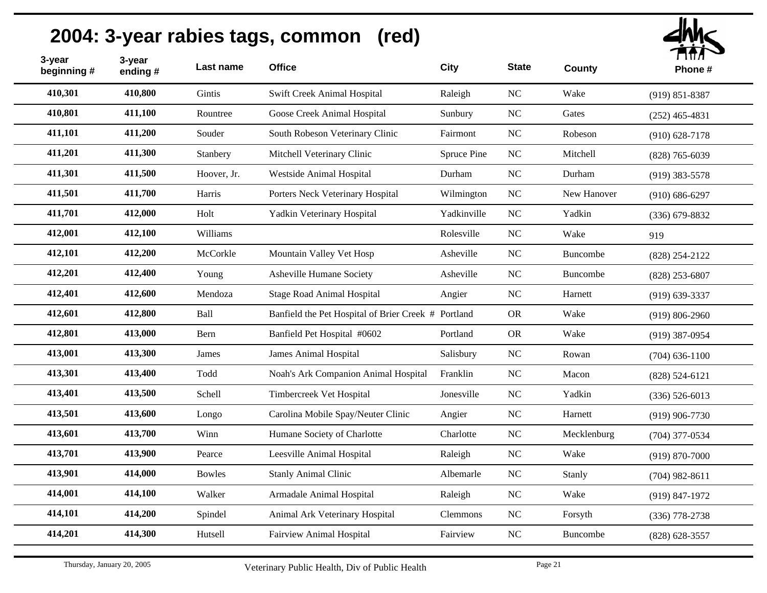## 2004: 3-year rabies tags, common (red)

| 3-year beginning # | 3-year ending # | Last name | Office | City | State | County | Phone # |
|---|---|---|---|---|---|---|---|
| 410,301 | 410,800 | Gintis | Swift Creek Animal Hospital | Raleigh | NC | Wake | (919) 851-8387 |
| 410,801 | 411,100 | Rountree | Goose Creek Animal Hospital | Sunbury | NC | Gates | (252) 465-4831 |
| 411,101 | 411,200 | Souder | South Robeson Veterinary Clinic | Fairmont | NC | Robeson | (910) 628-7178 |
| 411,201 | 411,300 | Stanbery | Mitchell Veterinary Clinic | Spruce Pine | NC | Mitchell | (828) 765-6039 |
| 411,301 | 411,500 | Hoover, Jr. | Westside Animal Hospital | Durham | NC | Durham | (919) 383-5578 |
| 411,501 | 411,700 | Harris | Porters Neck Veterinary Hospital | Wilmington | NC | New Hanover | (910) 686-6297 |
| 411,701 | 412,000 | Holt | Yadkin Veterinary Hospital | Yadkinville | NC | Yadkin | (336) 679-8832 |
| 412,001 | 412,100 | Williams | | Rolesville | NC | Wake | 919 |
| 412,101 | 412,200 | McCorkle | Mountain Valley Vet Hosp | Asheville | NC | Buncombe | (828) 254-2122 |
| 412,201 | 412,400 | Young | Asheville Humane Society | Asheville | NC | Buncombe | (828) 253-6807 |
| 412,401 | 412,600 | Mendoza | Stage Road Animal Hospital | Angier | NC | Harnett | (919) 639-3337 |
| 412,601 | 412,800 | Ball | Banfield the Pet Hospital of Brier Creek # | Portland | OR | Wake | (919) 806-2960 |
| 412,801 | 413,000 | Bern | Banfield Pet Hospital #0602 | Portland | OR | Wake | (919) 387-0954 |
| 413,001 | 413,300 | James | James Animal Hospital | Salisbury | NC | Rowan | (704) 636-1100 |
| 413,301 | 413,400 | Todd | Noah's Ark Companion Animal Hospital | Franklin | NC | Macon | (828) 524-6121 |
| 413,401 | 413,500 | Schell | Timbercreek Vet Hospital | Jonesville | NC | Yadkin | (336) 526-6013 |
| 413,501 | 413,600 | Longo | Carolina Mobile Spay/Neuter Clinic | Angier | NC | Harnett | (919) 906-7730 |
| 413,601 | 413,700 | Winn | Humane Society of Charlotte | Charlotte | NC | Mecklenburg | (704) 377-0534 |
| 413,701 | 413,900 | Pearce | Leesville Animal Hospital | Raleigh | NC | Wake | (919) 870-7000 |
| 413,901 | 414,000 | Bowles | Stanly Animal Clinic | Albemarle | NC | Stanly | (704) 982-8611 |
| 414,001 | 414,100 | Walker | Armadale Animal Hospital | Raleigh | NC | Wake | (919) 847-1972 |
| 414,101 | 414,200 | Spindel | Animal Ark Veterinary Hospital | Clemmons | NC | Forsyth | (336) 778-2738 |
| 414,201 | 414,300 | Hutsell | Fairview Animal Hospital | Fairview | NC | Buncombe | (828) 628-3557 |

Thursday, January 20, 2005 — Veterinary Public Health, Div of Public Health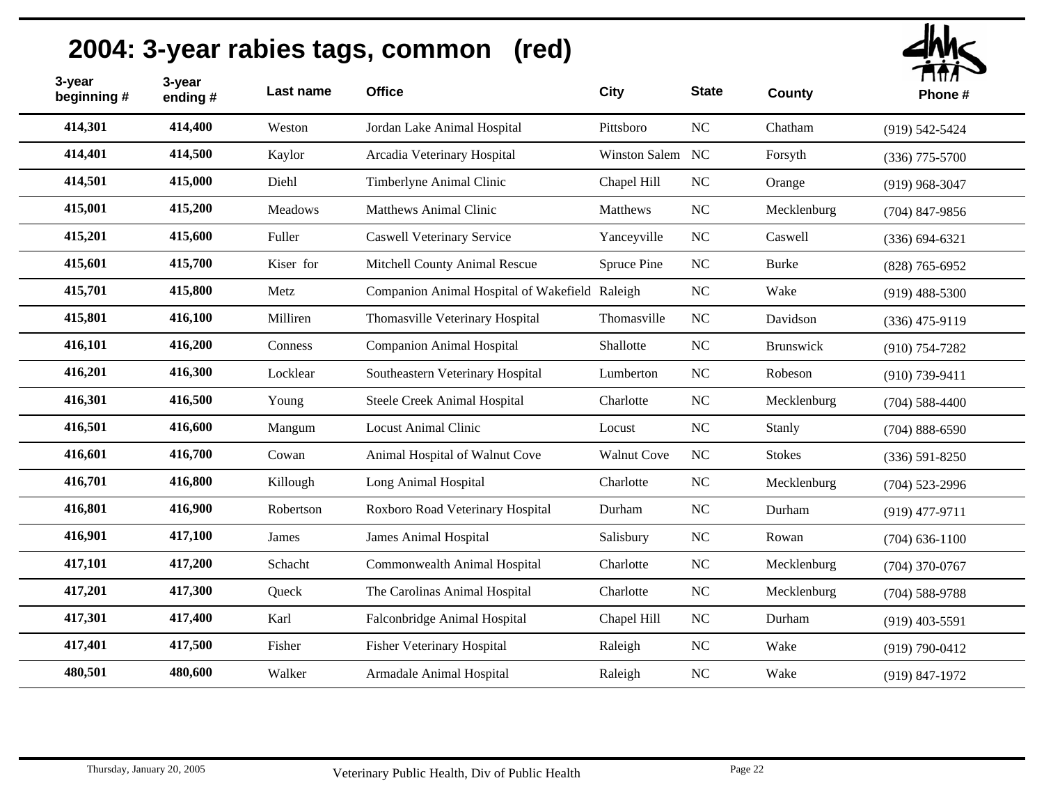## 2004: 3-year rabies tags, common (red)

| 3-year beginning # | 3-year ending # | Last name | Office | City | State | County | Phone # |
|---|---|---|---|---|---|---|---|
| 414,301 | 414,400 | Weston | Jordan Lake Animal Hospital | Pittsboro | NC | Chatham | (919) 542-5424 |
| 414,401 | 414,500 | Kaylor | Arcadia Veterinary Hospital | Winston Salem | NC | Forsyth | (336) 775-5700 |
| 414,501 | 415,000 | Diehl | Timberlyne Animal Clinic | Chapel Hill | NC | Orange | (919) 968-3047 |
| 415,001 | 415,200 | Meadows | Matthews Animal Clinic | Matthews | NC | Mecklenburg | (704) 847-9856 |
| 415,201 | 415,600 | Fuller | Caswell Veterinary Service | Yanceyville | NC | Caswell | (336) 694-6321 |
| 415,601 | 415,700 | Kiser for | Mitchell County Animal Rescue | Spruce Pine | NC | Burke | (828) 765-6952 |
| 415,701 | 415,800 | Metz | Companion Animal Hospital of Wakefield | Raleigh | NC | Wake | (919) 488-5300 |
| 415,801 | 416,100 | Milliren | Thomasville Veterinary Hospital | Thomasville | NC | Davidson | (336) 475-9119 |
| 416,101 | 416,200 | Conness | Companion Animal Hospital | Shallotte | NC | Brunswick | (910) 754-7282 |
| 416,201 | 416,300 | Locklear | Southeastern Veterinary Hospital | Lumberton | NC | Robeson | (910) 739-9411 |
| 416,301 | 416,500 | Young | Steele Creek Animal Hospital | Charlotte | NC | Mecklenburg | (704) 588-4400 |
| 416,501 | 416,600 | Mangum | Locust Animal Clinic | Locust | NC | Stanly | (704) 888-6590 |
| 416,601 | 416,700 | Cowan | Animal Hospital of Walnut Cove | Walnut Cove | NC | Stokes | (336) 591-8250 |
| 416,701 | 416,800 | Killough | Long Animal Hospital | Charlotte | NC | Mecklenburg | (704) 523-2996 |
| 416,801 | 416,900 | Robertson | Roxboro Road Veterinary Hospital | Durham | NC | Durham | (919) 477-9711 |
| 416,901 | 417,100 | James | James Animal Hospital | Salisbury | NC | Rowan | (704) 636-1100 |
| 417,101 | 417,200 | Schacht | Commonwealth Animal Hospital | Charlotte | NC | Mecklenburg | (704) 370-0767 |
| 417,201 | 417,300 | Queck | The Carolinas Animal Hospital | Charlotte | NC | Mecklenburg | (704) 588-9788 |
| 417,301 | 417,400 | Karl | Falconbridge Animal Hospital | Chapel Hill | NC | Durham | (919) 403-5591 |
| 417,401 | 417,500 | Fisher | Fisher Veterinary Hospital | Raleigh | NC | Wake | (919) 790-0412 |
| 480,501 | 480,600 | Walker | Armadale Animal Hospital | Raleigh | NC | Wake | (919) 847-1972 |